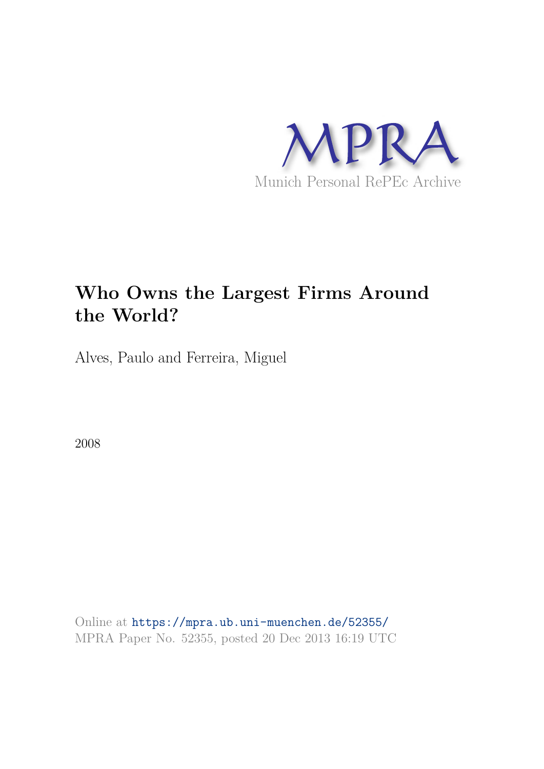MPRA

Munich Personal RePEc Archive

# Who Owns the Largest Firms Around the World?

Alves, Paulo and Ferreira, Miguel

2008

Online at https://mpra.ub.uni-muenchen.de/52355/
MPRA Paper No. 52355, posted 20 Dec 2013 16:19 UTC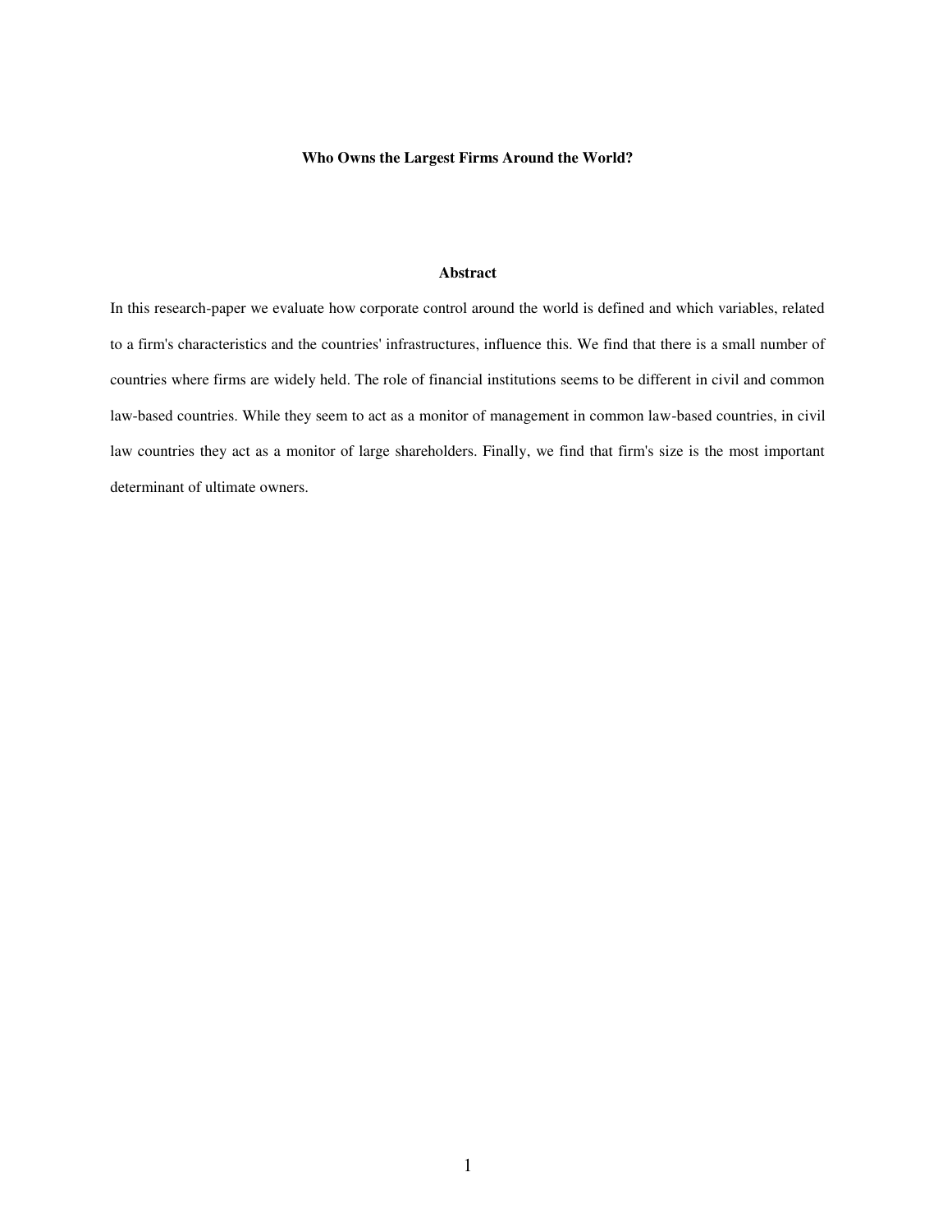**Who Owns the Largest Firms Around the World?**

**Abstract**

In this research-paper we evaluate how corporate control around the world is defined and which variables, related to a firm's characteristics and the countries' infrastructures, influence this. We find that there is a small number of countries where firms are widely held. The role of financial institutions seems to be different in civil and common law-based countries. While they seem to act as a monitor of management in common law-based countries, in civil law countries they act as a monitor of large shareholders. Finally, we find that firm's size is the most important determinant of ultimate owners.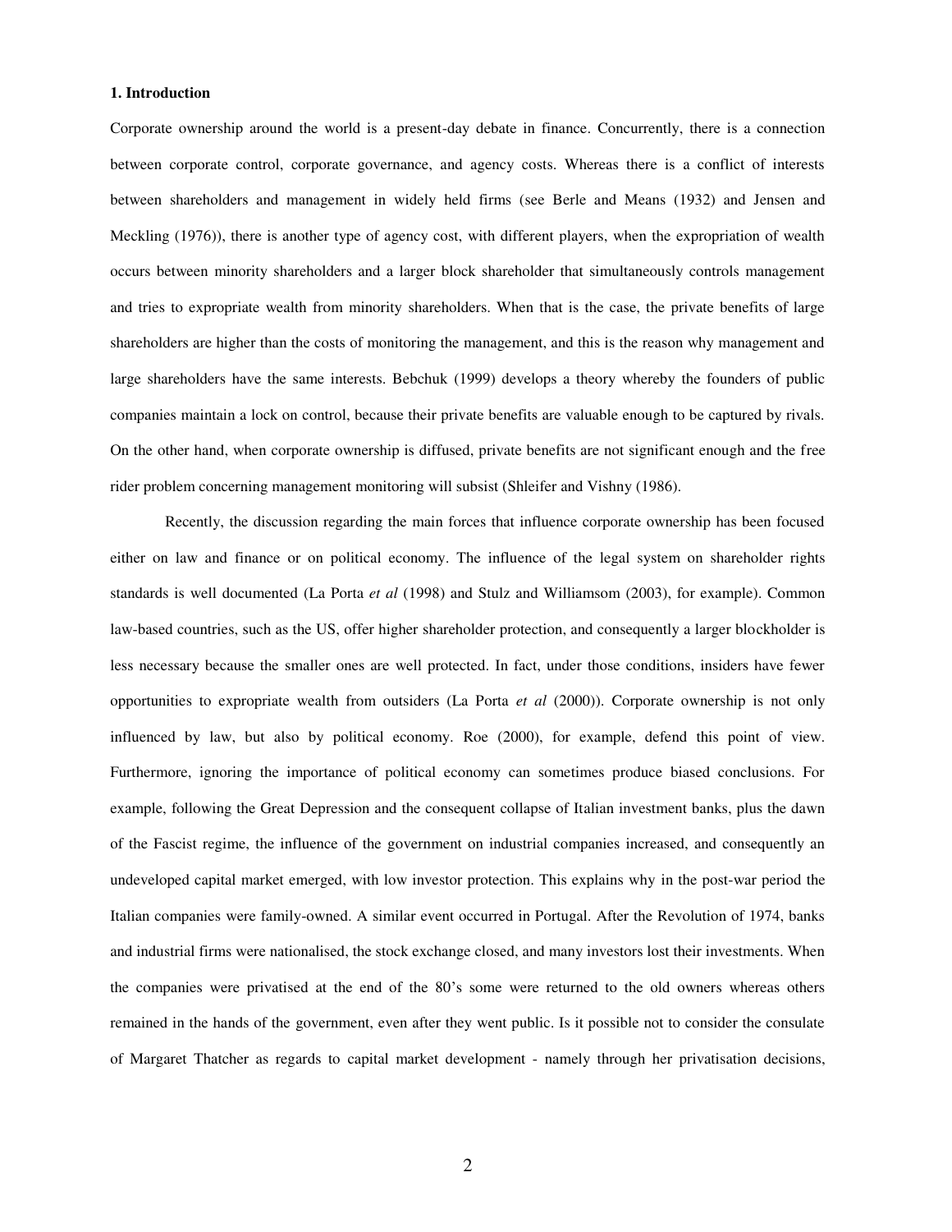## 1. Introduction

Corporate ownership around the world is a present-day debate in finance. Concurrently, there is a connection between corporate control, corporate governance, and agency costs. Whereas there is a conflict of interests between shareholders and management in widely held firms (see Berle and Means (1932) and Jensen and Meckling (1976)), there is another type of agency cost, with different players, when the expropriation of wealth occurs between minority shareholders and a larger block shareholder that simultaneously controls management and tries to expropriate wealth from minority shareholders. When that is the case, the private benefits of large shareholders are higher than the costs of monitoring the management, and this is the reason why management and large shareholders have the same interests. Bebchuk (1999) develops a theory whereby the founders of public companies maintain a lock on control, because their private benefits are valuable enough to be captured by rivals. On the other hand, when corporate ownership is diffused, private benefits are not significant enough and the free rider problem concerning management monitoring will subsist (Shleifer and Vishny (1986).

Recently, the discussion regarding the main forces that influence corporate ownership has been focused either on law and finance or on political economy. The influence of the legal system on shareholder rights standards is well documented (La Porta *et al* (1998) and Stulz and Williamsom (2003), for example). Common law-based countries, such as the US, offer higher shareholder protection, and consequently a larger blockholder is less necessary because the smaller ones are well protected. In fact, under those conditions, insiders have fewer opportunities to expropriate wealth from outsiders (La Porta *et al* (2000)). Corporate ownership is not only influenced by law, but also by political economy. Roe (2000), for example, defend this point of view. Furthermore, ignoring the importance of political economy can sometimes produce biased conclusions. For example, following the Great Depression and the consequent collapse of Italian investment banks, plus the dawn of the Fascist regime, the influence of the government on industrial companies increased, and consequently an undeveloped capital market emerged, with low investor protection. This explains why in the post-war period the Italian companies were family-owned. A similar event occurred in Portugal. After the Revolution of 1974, banks and industrial firms were nationalised, the stock exchange closed, and many investors lost their investments. When the companies were privatised at the end of the 80's some were returned to the old owners whereas others remained in the hands of the government, even after they went public. Is it possible not to consider the consulate of Margaret Thatcher as regards to capital market development - namely through her privatisation decisions,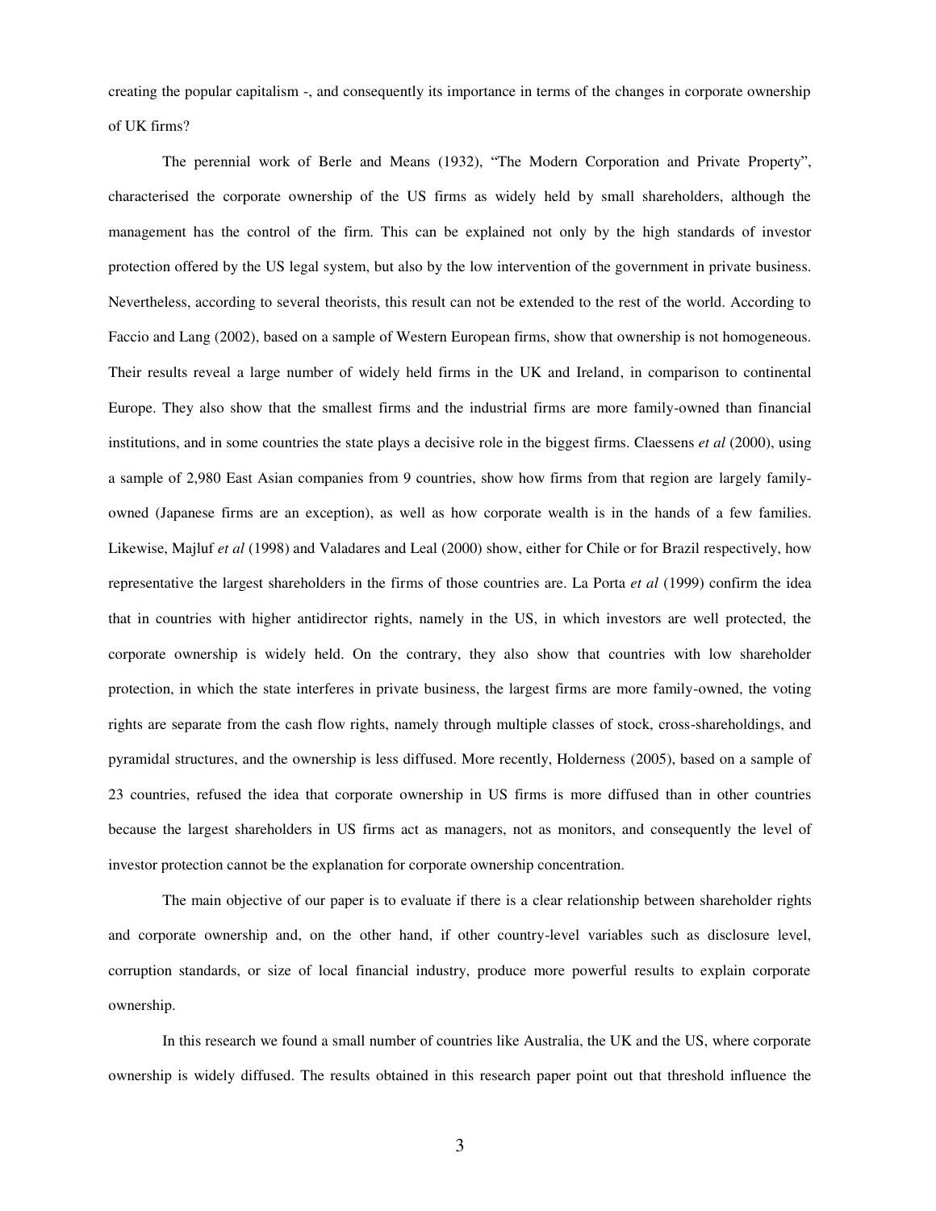creating the popular capitalism -, and consequently its importance in terms of the changes in corporate ownership of UK firms?

The perennial work of Berle and Means (1932), "The Modern Corporation and Private Property", characterised the corporate ownership of the US firms as widely held by small shareholders, although the management has the control of the firm. This can be explained not only by the high standards of investor protection offered by the US legal system, but also by the low intervention of the government in private business. Nevertheless, according to several theorists, this result can not be extended to the rest of the world. According to Faccio and Lang (2002), based on a sample of Western European firms, show that ownership is not homogeneous. Their results reveal a large number of widely held firms in the UK and Ireland, in comparison to continental Europe. They also show that the smallest firms and the industrial firms are more family-owned than financial institutions, and in some countries the state plays a decisive role in the biggest firms. Claessens *et al* (2000), using a sample of 2,980 East Asian companies from 9 countries, show how firms from that region are largely family-owned (Japanese firms are an exception), as well as how corporate wealth is in the hands of a few families. Likewise, Majluf *et al* (1998) and Valadares and Leal (2000) show, either for Chile or for Brazil respectively, how representative the largest shareholders in the firms of those countries are. La Porta *et al* (1999) confirm the idea that in countries with higher antidirector rights, namely in the US, in which investors are well protected, the corporate ownership is widely held. On the contrary, they also show that countries with low shareholder protection, in which the state interferes in private business, the largest firms are more family-owned, the voting rights are separate from the cash flow rights, namely through multiple classes of stock, cross-shareholdings, and pyramidal structures, and the ownership is less diffused. More recently, Holderness (2005), based on a sample of 23 countries, refused the idea that corporate ownership in US firms is more diffused than in other countries because the largest shareholders in US firms act as managers, not as monitors, and consequently the level of investor protection cannot be the explanation for corporate ownership concentration.

The main objective of our paper is to evaluate if there is a clear relationship between shareholder rights and corporate ownership and, on the other hand, if other country-level variables such as disclosure level, corruption standards, or size of local financial industry, produce more powerful results to explain corporate ownership.

In this research we found a small number of countries like Australia, the UK and the US, where corporate ownership is widely diffused. The results obtained in this research paper point out that threshold influence the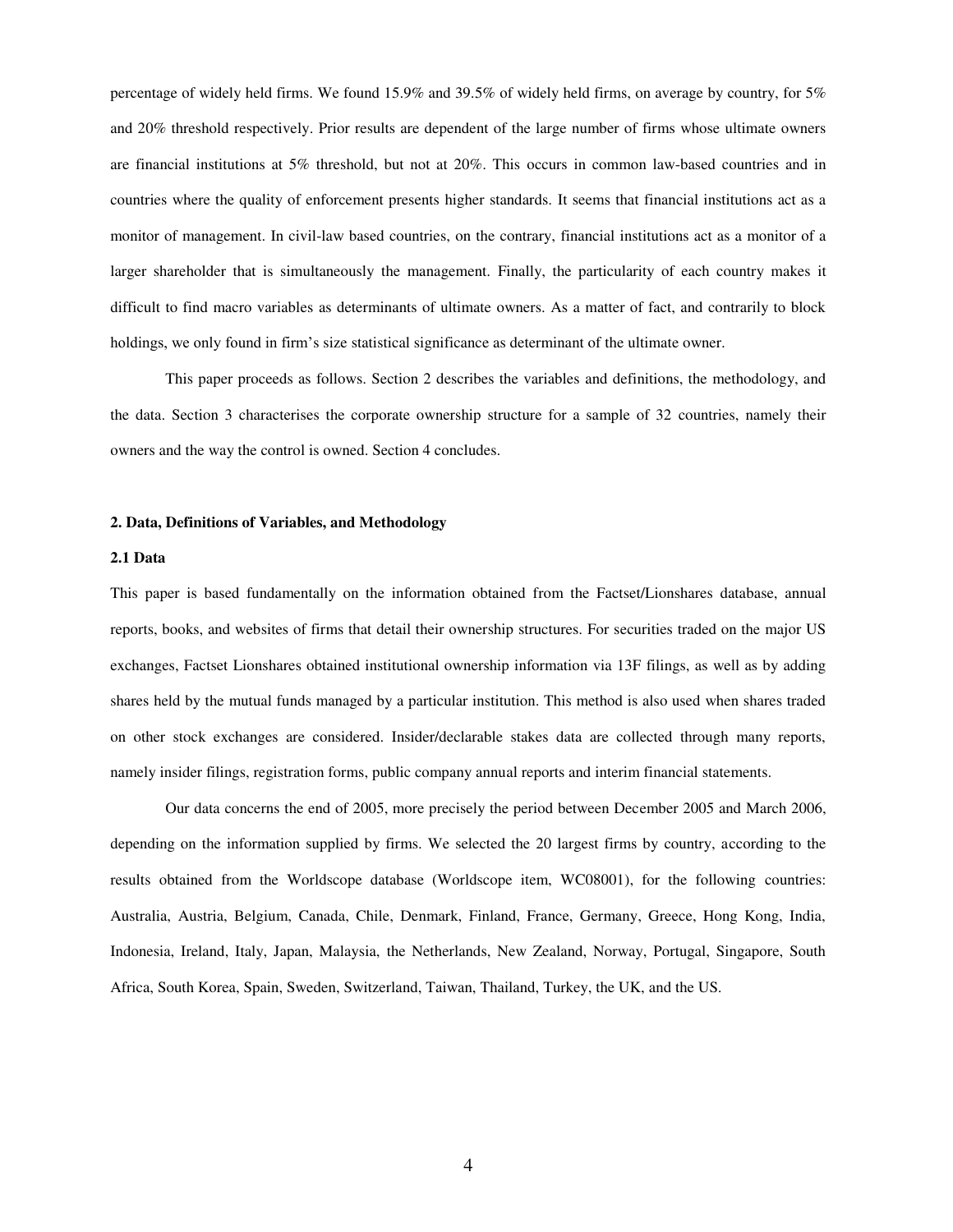percentage of widely held firms. We found 15.9% and 39.5% of widely held firms, on average by country, for 5% and 20% threshold respectively. Prior results are dependent of the large number of firms whose ultimate owners are financial institutions at 5% threshold, but not at 20%. This occurs in common law-based countries and in countries where the quality of enforcement presents higher standards. It seems that financial institutions act as a monitor of management. In civil-law based countries, on the contrary, financial institutions act as a monitor of a larger shareholder that is simultaneously the management. Finally, the particularity of each country makes it difficult to find macro variables as determinants of ultimate owners. As a matter of fact, and contrarily to block holdings, we only found in firm's size statistical significance as determinant of the ultimate owner.

This paper proceeds as follows. Section 2 describes the variables and definitions, the methodology, and the data. Section 3 characterises the corporate ownership structure for a sample of 32 countries, namely their owners and the way the control is owned. Section 4 concludes.

## 2. Data, Definitions of Variables, and Methodology

### 2.1 Data

This paper is based fundamentally on the information obtained from the Factset/Lionshares database, annual reports, books, and websites of firms that detail their ownership structures. For securities traded on the major US exchanges, Factset Lionshares obtained institutional ownership information via 13F filings, as well as by adding shares held by the mutual funds managed by a particular institution. This method is also used when shares traded on other stock exchanges are considered. Insider/declarable stakes data are collected through many reports, namely insider filings, registration forms, public company annual reports and interim financial statements.

Our data concerns the end of 2005, more precisely the period between December 2005 and March 2006, depending on the information supplied by firms. We selected the 20 largest firms by country, according to the results obtained from the Worldscope database (Worldscope item, WC08001), for the following countries: Australia, Austria, Belgium, Canada, Chile, Denmark, Finland, France, Germany, Greece, Hong Kong, India, Indonesia, Ireland, Italy, Japan, Malaysia, the Netherlands, New Zealand, Norway, Portugal, Singapore, South Africa, South Korea, Spain, Sweden, Switzerland, Taiwan, Thailand, Turkey, the UK, and the US.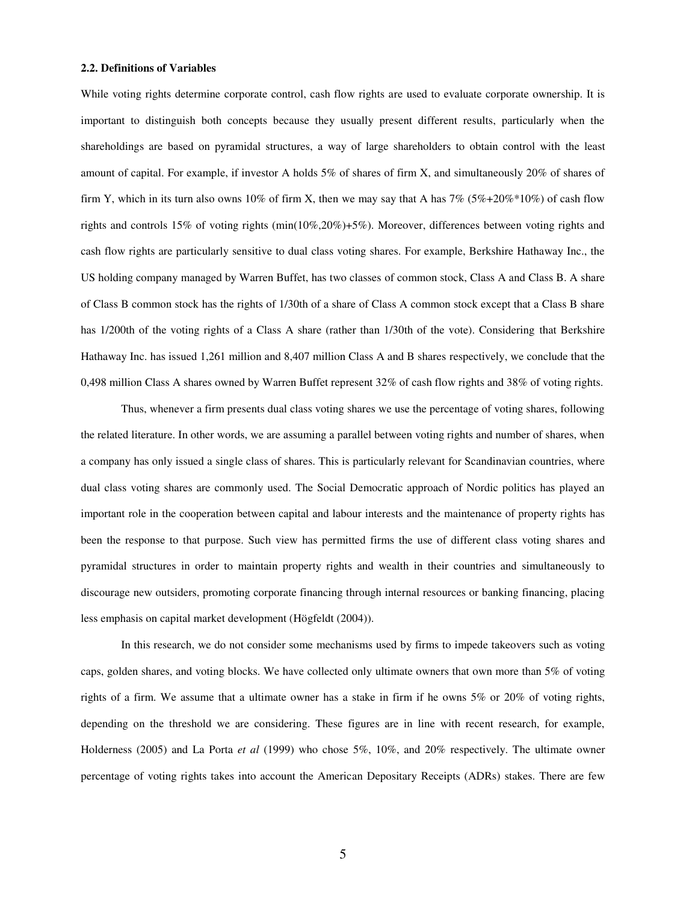### 2.2. Definitions of Variables

While voting rights determine corporate control, cash flow rights are used to evaluate corporate ownership. It is important to distinguish both concepts because they usually present different results, particularly when the shareholdings are based on pyramidal structures, a way of large shareholders to obtain control with the least amount of capital. For example, if investor A holds 5% of shares of firm X, and simultaneously 20% of shares of firm Y, which in its turn also owns 10% of firm X, then we may say that A has 7% (5%+20%*10%) of cash flow rights and controls 15% of voting rights (min(10%,20%)+5%). Moreover, differences between voting rights and cash flow rights are particularly sensitive to dual class voting shares. For example, Berkshire Hathaway Inc., the US holding company managed by Warren Buffet, has two classes of common stock, Class A and Class B. A share of Class B common stock has the rights of 1/30th of a share of Class A common stock except that a Class B share has 1/200th of the voting rights of a Class A share (rather than 1/30th of the vote). Considering that Berkshire Hathaway Inc. has issued 1,261 million and 8,407 million Class A and B shares respectively, we conclude that the 0,498 million Class A shares owned by Warren Buffet represent 32% of cash flow rights and 38% of voting rights.

Thus, whenever a firm presents dual class voting shares we use the percentage of voting shares, following the related literature. In other words, we are assuming a parallel between voting rights and number of shares, when a company has only issued a single class of shares. This is particularly relevant for Scandinavian countries, where dual class voting shares are commonly used. The Social Democratic approach of Nordic politics has played an important role in the cooperation between capital and labour interests and the maintenance of property rights has been the response to that purpose. Such view has permitted firms the use of different class voting shares and pyramidal structures in order to maintain property rights and wealth in their countries and simultaneously to discourage new outsiders, promoting corporate financing through internal resources or banking financing, placing less emphasis on capital market development (Högfeldt (2004)).

In this research, we do not consider some mechanisms used by firms to impede takeovers such as voting caps, golden shares, and voting blocks. We have collected only ultimate owners that own more than 5% of voting rights of a firm. We assume that a ultimate owner has a stake in firm if he owns 5% or 20% of voting rights, depending on the threshold we are considering. These figures are in line with recent research, for example, Holderness (2005) and La Porta *et al* (1999) who chose 5%, 10%, and 20% respectively. The ultimate owner percentage of voting rights takes into account the American Depositary Receipts (ADRs) stakes. There are few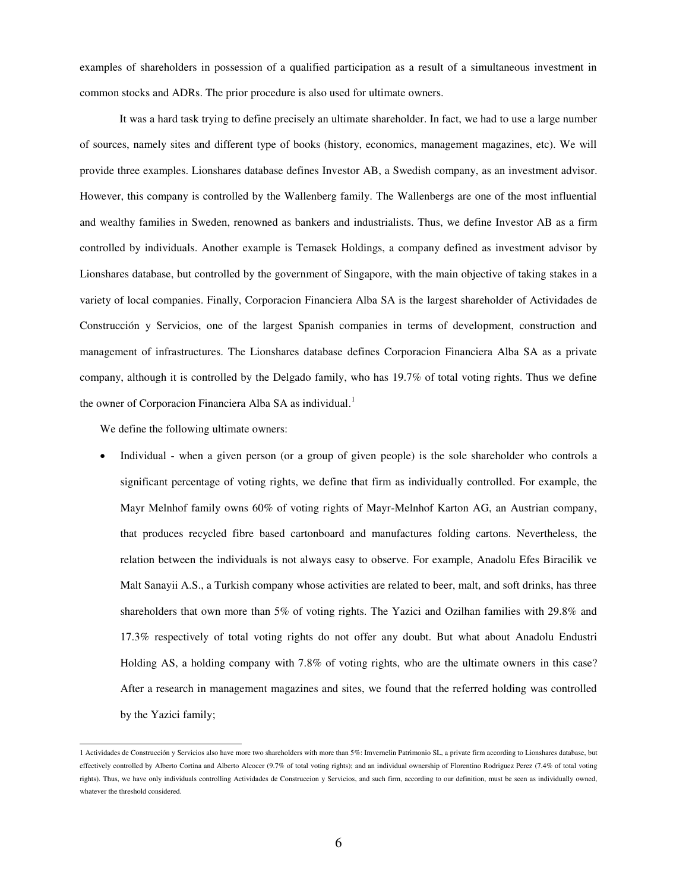examples of shareholders in possession of a qualified participation as a result of a simultaneous investment in common stocks and ADRs. The prior procedure is also used for ultimate owners.

It was a hard task trying to define precisely an ultimate shareholder. In fact, we had to use a large number of sources, namely sites and different type of books (history, economics, management magazines, etc). We will provide three examples. Lionshares database defines Investor AB, a Swedish company, as an investment advisor. However, this company is controlled by the Wallenberg family. The Wallenbergs are one of the most influential and wealthy families in Sweden, renowned as bankers and industrialists. Thus, we define Investor AB as a firm controlled by individuals. Another example is Temasek Holdings, a company defined as investment advisor by Lionshares database, but controlled by the government of Singapore, with the main objective of taking stakes in a variety of local companies. Finally, Corporacion Financiera Alba SA is the largest shareholder of Actividades de Construcción y Servicios, one of the largest Spanish companies in terms of development, construction and management of infrastructures. The Lionshares database defines Corporacion Financiera Alba SA as a private company, although it is controlled by the Delgado family, who has 19.7% of total voting rights. Thus we define the owner of Corporacion Financiera Alba SA as individual.[1]

We define the following ultimate owners:

- Individual - when a given person (or a group of given people) is the sole shareholder who controls a significant percentage of voting rights, we define that firm as individually controlled. For example, the Mayr Melnhof family owns 60% of voting rights of Mayr-Melnhof Karton AG, an Austrian company, that produces recycled fibre based cartonboard and manufactures folding cartons. Nevertheless, the relation between the individuals is not always easy to observe. For example, Anadolu Efes Biracilik ve Malt Sanayii A.S., a Turkish company whose activities are related to beer, malt, and soft drinks, has three shareholders that own more than 5% of voting rights. The Yazici and Ozilhan families with 29.8% and 17.3% respectively of total voting rights do not offer any doubt. But what about Anadolu Endustri Holding AS, a holding company with 7.8% of voting rights, who are the ultimate owners in this case? After a research in management magazines and sites, we found that the referred holding was controlled by the Yazici family;

---

1 Actividades de Construcción y Servicios also have more two shareholders with more than 5%: Imvernelin Patrimonio SL, a private firm according to Lionshares database, but effectively controlled by Alberto Cortina and Alberto Alcocer (9.7% of total voting rights); and an individual ownership of Florentino Rodriguez Perez (7.4% of total voting rights). Thus, we have only individuals controlling Actividades de Construccion y Servicios, and such firm, according to our definition, must be seen as individually owned, whatever the threshold considered.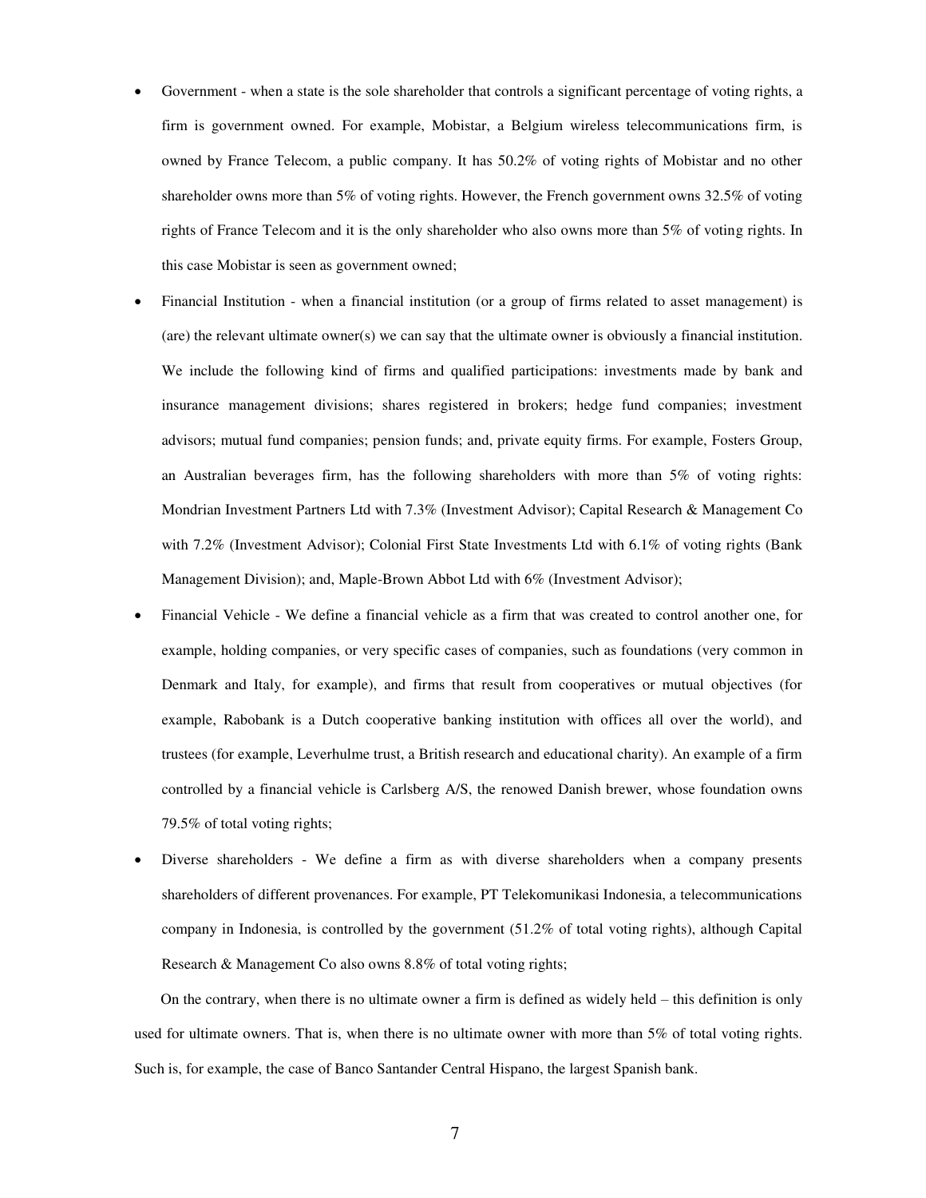- Government - when a state is the sole shareholder that controls a significant percentage of voting rights, a firm is government owned. For example, Mobistar, a Belgium wireless telecommunications firm, is owned by France Telecom, a public company. It has 50.2% of voting rights of Mobistar and no other shareholder owns more than 5% of voting rights. However, the French government owns 32.5% of voting rights of France Telecom and it is the only shareholder who also owns more than 5% of voting rights. In this case Mobistar is seen as government owned;
- Financial Institution - when a financial institution (or a group of firms related to asset management) is (are) the relevant ultimate owner(s) we can say that the ultimate owner is obviously a financial institution. We include the following kind of firms and qualified participations: investments made by bank and insurance management divisions; shares registered in brokers; hedge fund companies; investment advisors; mutual fund companies; pension funds; and, private equity firms. For example, Fosters Group, an Australian beverages firm, has the following shareholders with more than 5% of voting rights: Mondrian Investment Partners Ltd with 7.3% (Investment Advisor); Capital Research & Management Co with 7.2% (Investment Advisor); Colonial First State Investments Ltd with 6.1% of voting rights (Bank Management Division); and, Maple-Brown Abbot Ltd with 6% (Investment Advisor);
- Financial Vehicle - We define a financial vehicle as a firm that was created to control another one, for example, holding companies, or very specific cases of companies, such as foundations (very common in Denmark and Italy, for example), and firms that result from cooperatives or mutual objectives (for example, Rabobank is a Dutch cooperative banking institution with offices all over the world), and trustees (for example, Leverhulme trust, a British research and educational charity). An example of a firm controlled by a financial vehicle is Carlsberg A/S, the renowned Danish brewer, whose foundation owns 79.5% of total voting rights;
- Diverse shareholders - We define a firm as with diverse shareholders when a company presents shareholders of different provenances. For example, PT Telekomunikasi Indonesia, a telecommunications company in Indonesia, is controlled by the government (51.2% of total voting rights), although Capital Research & Management Co also owns 8.8% of total voting rights;

On the contrary, when there is no ultimate owner a firm is defined as widely held – this definition is only used for ultimate owners. That is, when there is no ultimate owner with more than 5% of total voting rights. Such is, for example, the case of Banco Santander Central Hispano, the largest Spanish bank.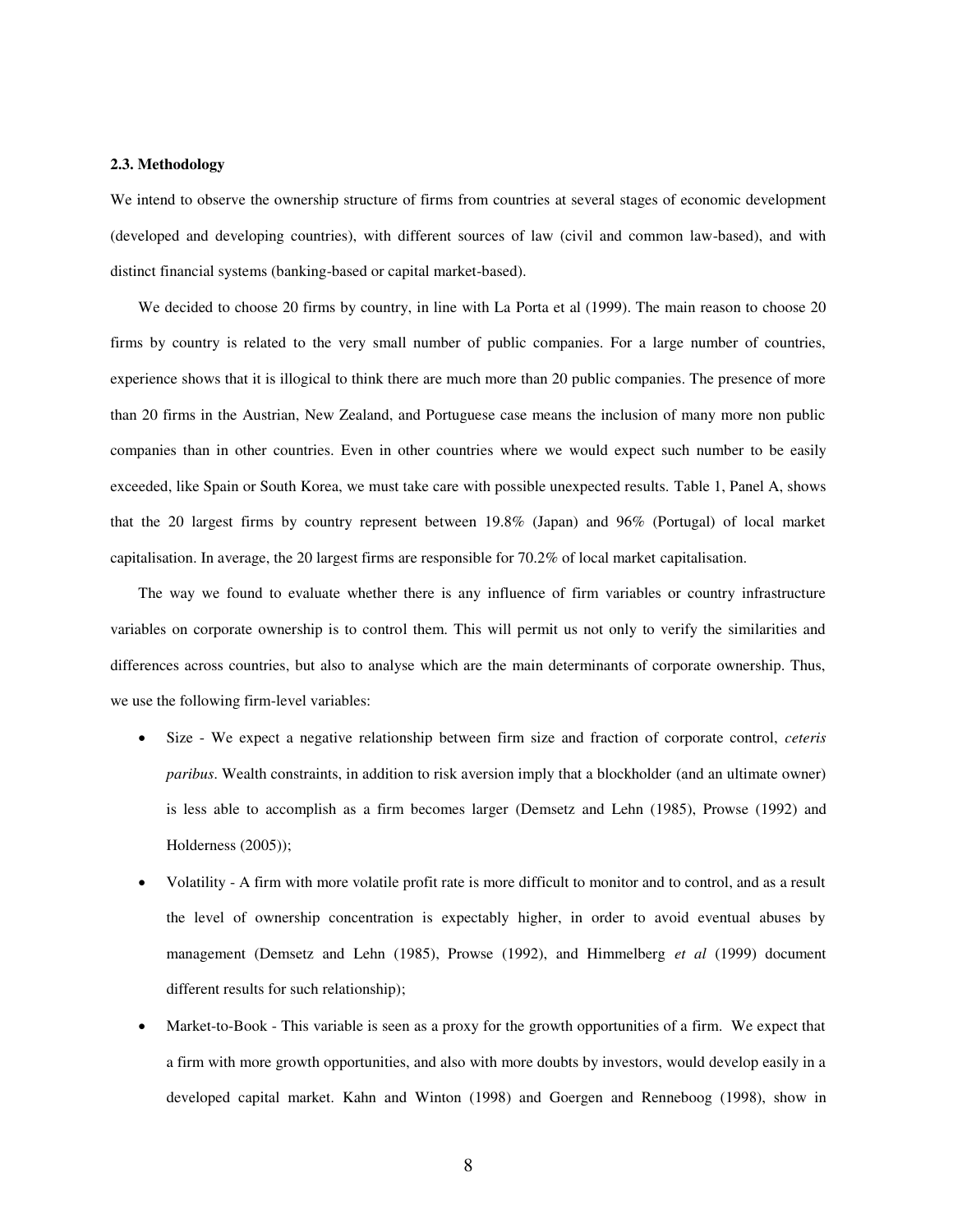### 2.3. Methodology

We intend to observe the ownership structure of firms from countries at several stages of economic development (developed and developing countries), with different sources of law (civil and common law-based), and with distinct financial systems (banking-based or capital market-based).

We decided to choose 20 firms by country, in line with La Porta et al (1999). The main reason to choose 20 firms by country is related to the very small number of public companies. For a large number of countries, experience shows that it is illogical to think there are much more than 20 public companies. The presence of more than 20 firms in the Austrian, New Zealand, and Portuguese case means the inclusion of many more non public companies than in other countries. Even in other countries where we would expect such number to be easily exceeded, like Spain or South Korea, we must take care with possible unexpected results. Table 1, Panel A, shows that the 20 largest firms by country represent between 19.8% (Japan) and 96% (Portugal) of local market capitalisation. In average, the 20 largest firms are responsible for 70.2% of local market capitalisation.

The way we found to evaluate whether there is any influence of firm variables or country infrastructure variables on corporate ownership is to control them. This will permit us not only to verify the similarities and differences across countries, but also to analyse which are the main determinants of corporate ownership. Thus, we use the following firm-level variables:

- Size - We expect a negative relationship between firm size and fraction of corporate control, *ceteris paribus*. Wealth constraints, in addition to risk aversion imply that a blockholder (and an ultimate owner) is less able to accomplish as a firm becomes larger (Demsetz and Lehn (1985), Prowse (1992) and Holderness (2005));
- Volatility - A firm with more volatile profit rate is more difficult to monitor and to control, and as a result the level of ownership concentration is expectably higher, in order to avoid eventual abuses by management (Demsetz and Lehn (1985), Prowse (1992), and Himmelberg *et al* (1999) document different results for such relationship);
- Market-to-Book - This variable is seen as a proxy for the growth opportunities of a firm. We expect that a firm with more growth opportunities, and also with more doubts by investors, would develop easily in a developed capital market. Kahn and Winton (1998) and Goergen and Renneboog (1998), show in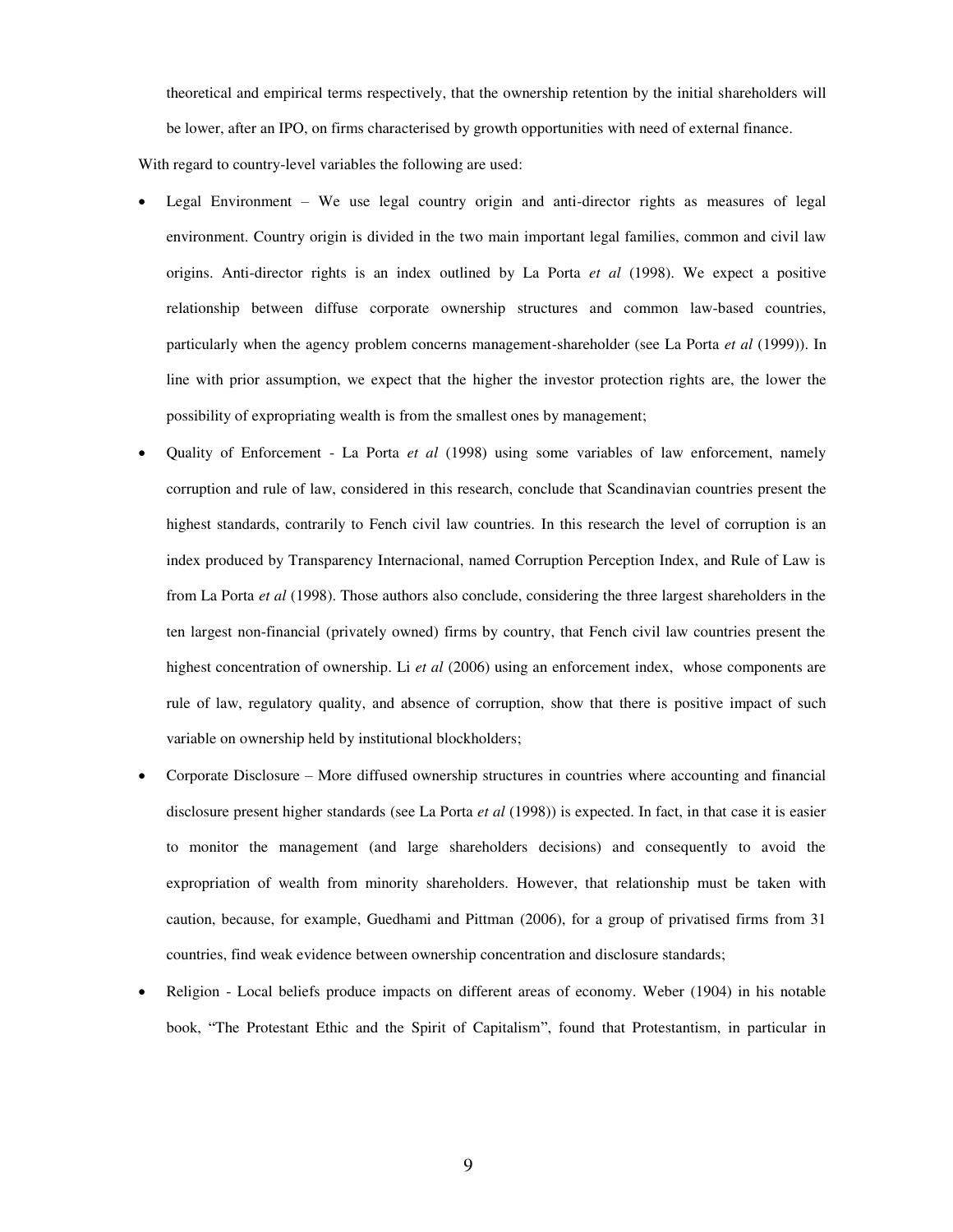theoretical and empirical terms respectively, that the ownership retention by the initial shareholders will be lower, after an IPO, on firms characterised by growth opportunities with need of external finance.

With regard to country-level variables the following are used:

- Legal Environment – We use legal country origin and anti-director rights as measures of legal environment. Country origin is divided in the two main important legal families, common and civil law origins. Anti-director rights is an index outlined by La Porta *et al* (1998). We expect a positive relationship between diffuse corporate ownership structures and common law-based countries, particularly when the agency problem concerns management-shareholder (see La Porta *et al* (1999)). In line with prior assumption, we expect that the higher the investor protection rights are, the lower the possibility of expropriating wealth is from the smallest ones by management;
- Quality of Enforcement - La Porta *et al* (1998) using some variables of law enforcement, namely corruption and rule of law, considered in this research, conclude that Scandinavian countries present the highest standards, contrarily to Fench civil law countries. In this research the level of corruption is an index produced by Transparency Internacional, named Corruption Perception Index, and Rule of Law is from La Porta *et al* (1998). Those authors also conclude, considering the three largest shareholders in the ten largest non-financial (privately owned) firms by country, that Fench civil law countries present the highest concentration of ownership. Li *et al* (2006) using an enforcement index, whose components are rule of law, regulatory quality, and absence of corruption, show that there is positive impact of such variable on ownership held by institutional blockholders;
- Corporate Disclosure – More diffused ownership structures in countries where accounting and financial disclosure present higher standards (see La Porta *et al* (1998)) is expected. In fact, in that case it is easier to monitor the management (and large shareholders decisions) and consequently to avoid the expropriation of wealth from minority shareholders. However, that relationship must be taken with caution, because, for example, Guedhami and Pittman (2006), for a group of privatised firms from 31 countries, find weak evidence between ownership concentration and disclosure standards;
- Religion - Local beliefs produce impacts on different areas of economy. Weber (1904) in his notable book, "The Protestant Ethic and the Spirit of Capitalism", found that Protestantism, in particular in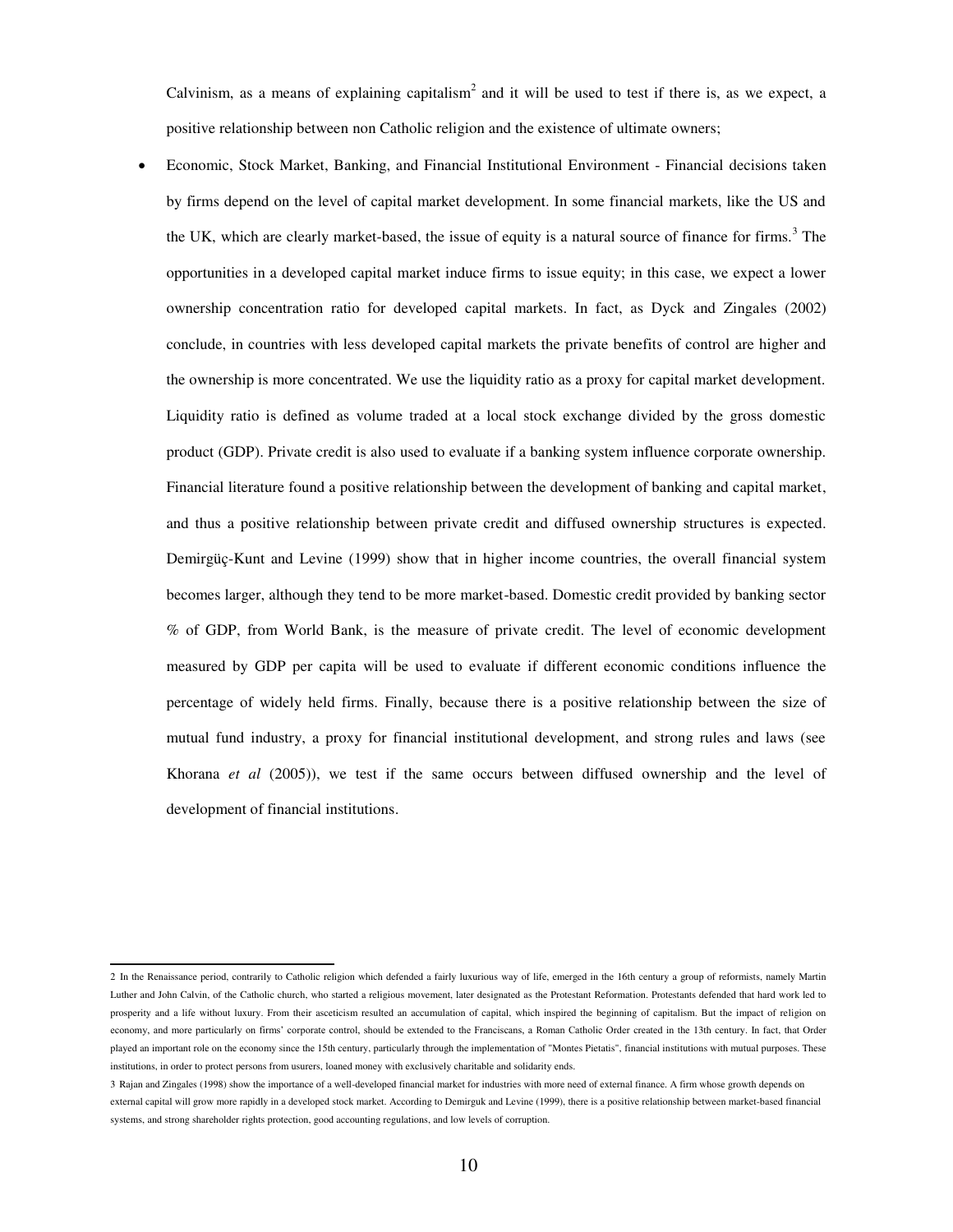Calvinism, as a means of explaining capitalism[2] and it will be used to test if there is, as we expect, a positive relationship between non Catholic religion and the existence of ultimate owners;

- Economic, Stock Market, Banking, and Financial Institutional Environment - Financial decisions taken by firms depend on the level of capital market development. In some financial markets, like the US and the UK, which are clearly market-based, the issue of equity is a natural source of finance for firms.[3] The opportunities in a developed capital market induce firms to issue equity; in this case, we expect a lower ownership concentration ratio for developed capital markets. In fact, as Dyck and Zingales (2002) conclude, in countries with less developed capital markets the private benefits of control are higher and the ownership is more concentrated. We use the liquidity ratio as a proxy for capital market development. Liquidity ratio is defined as volume traded at a local stock exchange divided by the gross domestic product (GDP). Private credit is also used to evaluate if a banking system influence corporate ownership. Financial literature found a positive relationship between the development of banking and capital market, and thus a positive relationship between private credit and diffused ownership structures is expected. Demirgüç-Kunt and Levine (1999) show that in higher income countries, the overall financial system becomes larger, although they tend to be more market-based. Domestic credit provided by banking sector % of GDP, from World Bank, is the measure of private credit. The level of economic development measured by GDP per capita will be used to evaluate if different economic conditions influence the percentage of widely held firms. Finally, because there is a positive relationship between the size of mutual fund industry, a proxy for financial institutional development, and strong rules and laws (see Khorana *et al* (2005)), we test if the same occurs between diffused ownership and the level of development of financial institutions.

---

2 In the Renaissance period, contrarily to Catholic religion which defended a fairly luxurious way of life, emerged in the 16th century a group of reformists, namely Martin Luther and John Calvin, of the Catholic church, who started a religious movement, later designated as the Protestant Reformation. Protestants defended that hard work led to prosperity and a life without luxury. From their asceticism resulted an accumulation of capital, which inspired the beginning of capitalism. But the impact of religion on economy, and more particularly on firms' corporate control, should be extended to the Franciscans, a Roman Catholic Order created in the 13th century. In fact, that Order played an important role on the economy since the 15th century, particularly through the implementation of "Montes Pietatis", financial institutions with mutual purposes. These institutions, in order to protect persons from usurers, loaned money with exclusively charitable and solidarity ends.

3 Rajan and Zingales (1998) show the importance of a well-developed financial market for industries with more need of external finance. A firm whose growth depends on external capital will grow more rapidly in a developed stock market. According to Demirguk and Levine (1999), there is a positive relationship between market-based financial systems, and strong shareholder rights protection, good accounting regulations, and low levels of corruption.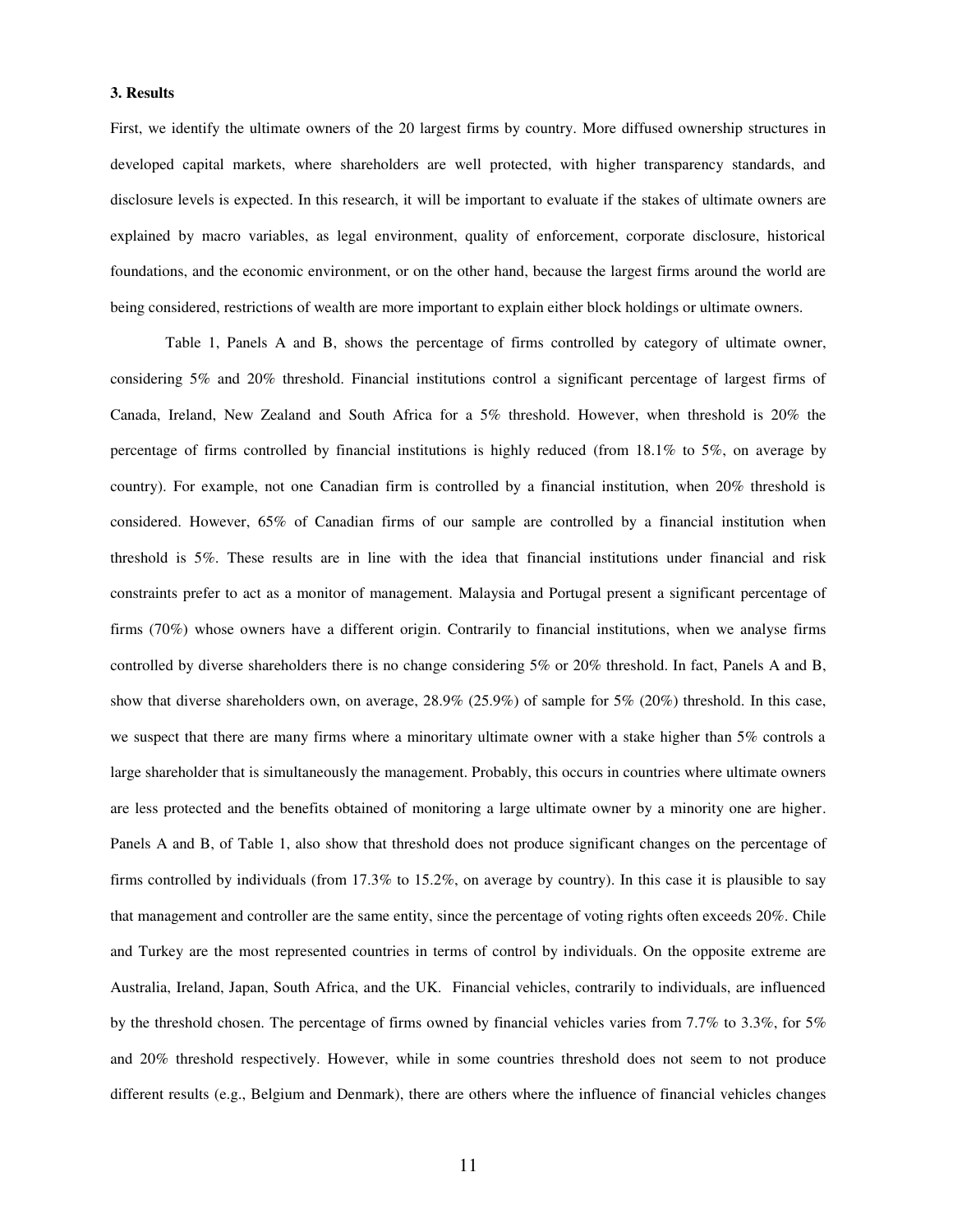### 3. Results

First, we identify the ultimate owners of the 20 largest firms by country. More diffused ownership structures in developed capital markets, where shareholders are well protected, with higher transparency standards, and disclosure levels is expected. In this research, it will be important to evaluate if the stakes of ultimate owners are explained by macro variables, as legal environment, quality of enforcement, corporate disclosure, historical foundations, and the economic environment, or on the other hand, because the largest firms around the world are being considered, restrictions of wealth are more important to explain either block holdings or ultimate owners.

Table 1, Panels A and B, shows the percentage of firms controlled by category of ultimate owner, considering 5% and 20% threshold. Financial institutions control a significant percentage of largest firms of Canada, Ireland, New Zealand and South Africa for a 5% threshold. However, when threshold is 20% the percentage of firms controlled by financial institutions is highly reduced (from 18.1% to 5%, on average by country). For example, not one Canadian firm is controlled by a financial institution, when 20% threshold is considered. However, 65% of Canadian firms of our sample are controlled by a financial institution when threshold is 5%. These results are in line with the idea that financial institutions under financial and risk constraints prefer to act as a monitor of management. Malaysia and Portugal present a significant percentage of firms (70%) whose owners have a different origin. Contrarily to financial institutions, when we analyse firms controlled by diverse shareholders there is no change considering 5% or 20% threshold. In fact, Panels A and B, show that diverse shareholders own, on average, 28.9% (25.9%) of sample for 5% (20%) threshold. In this case, we suspect that there are many firms where a minoritary ultimate owner with a stake higher than 5% controls a large shareholder that is simultaneously the management. Probably, this occurs in countries where ultimate owners are less protected and the benefits obtained of monitoring a large ultimate owner by a minority one are higher. Panels A and B, of Table 1, also show that threshold does not produce significant changes on the percentage of firms controlled by individuals (from 17.3% to 15.2%, on average by country). In this case it is plausible to say that management and controller are the same entity, since the percentage of voting rights often exceeds 20%. Chile and Turkey are the most represented countries in terms of control by individuals. On the opposite extreme are Australia, Ireland, Japan, South Africa, and the UK. Financial vehicles, contrarily to individuals, are influenced by the threshold chosen. The percentage of firms owned by financial vehicles varies from 7.7% to 3.3%, for 5% and 20% threshold respectively. However, while in some countries threshold does not seem to not produce different results (e.g., Belgium and Denmark), there are others where the influence of financial vehicles changes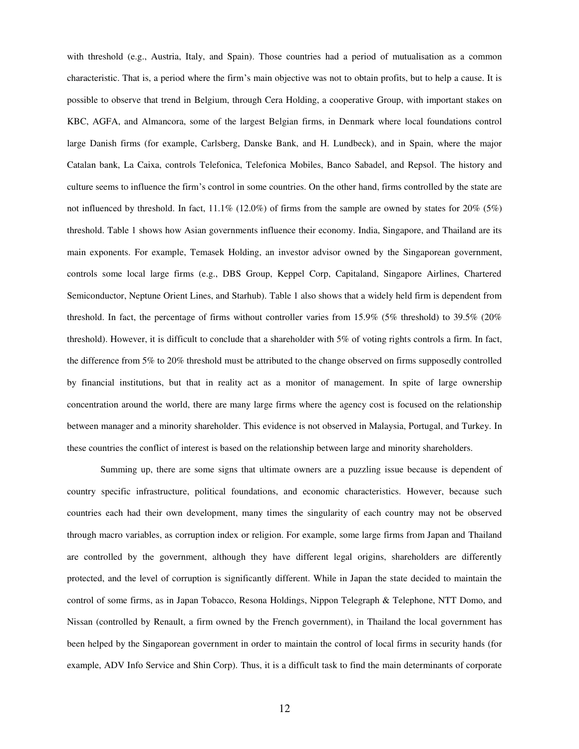with threshold (e.g., Austria, Italy, and Spain). Those countries had a period of mutualisation as a common characteristic. That is, a period where the firm's main objective was not to obtain profits, but to help a cause. It is possible to observe that trend in Belgium, through Cera Holding, a cooperative Group, with important stakes on KBC, AGFA, and Almancora, some of the largest Belgian firms, in Denmark where local foundations control large Danish firms (for example, Carlsberg, Danske Bank, and H. Lundbeck), and in Spain, where the major Catalan bank, La Caixa, controls Telefonica, Telefonica Mobiles, Banco Sabadel, and Repsol. The history and culture seems to influence the firm's control in some countries. On the other hand, firms controlled by the state are not influenced by threshold. In fact, 11.1% (12.0%) of firms from the sample are owned by states for 20% (5%) threshold. Table 1 shows how Asian governments influence their economy. India, Singapore, and Thailand are its main exponents. For example, Temasek Holding, an investor advisor owned by the Singaporean government, controls some local large firms (e.g., DBS Group, Keppel Corp, Capitaland, Singapore Airlines, Chartered Semiconductor, Neptune Orient Lines, and Starhub). Table 1 also shows that a widely held firm is dependent from threshold. In fact, the percentage of firms without controller varies from 15.9% (5% threshold) to 39.5% (20% threshold). However, it is difficult to conclude that a shareholder with 5% of voting rights controls a firm. In fact, the difference from 5% to 20% threshold must be attributed to the change observed on firms supposedly controlled by financial institutions, but that in reality act as a monitor of management. In spite of large ownership concentration around the world, there are many large firms where the agency cost is focused on the relationship between manager and a minority shareholder. This evidence is not observed in Malaysia, Portugal, and Turkey. In these countries the conflict of interest is based on the relationship between large and minority shareholders.

Summing up, there are some signs that ultimate owners are a puzzling issue because is dependent of country specific infrastructure, political foundations, and economic characteristics. However, because such countries each had their own development, many times the singularity of each country may not be observed through macro variables, as corruption index or religion. For example, some large firms from Japan and Thailand are controlled by the government, although they have different legal origins, shareholders are differently protected, and the level of corruption is significantly different. While in Japan the state decided to maintain the control of some firms, as in Japan Tobacco, Resona Holdings, Nippon Telegraph & Telephone, NTT Domo, and Nissan (controlled by Renault, a firm owned by the French government), in Thailand the local government has been helped by the Singaporean government in order to maintain the control of local firms in security hands (for example, ADV Info Service and Shin Corp). Thus, it is a difficult task to find the main determinants of corporate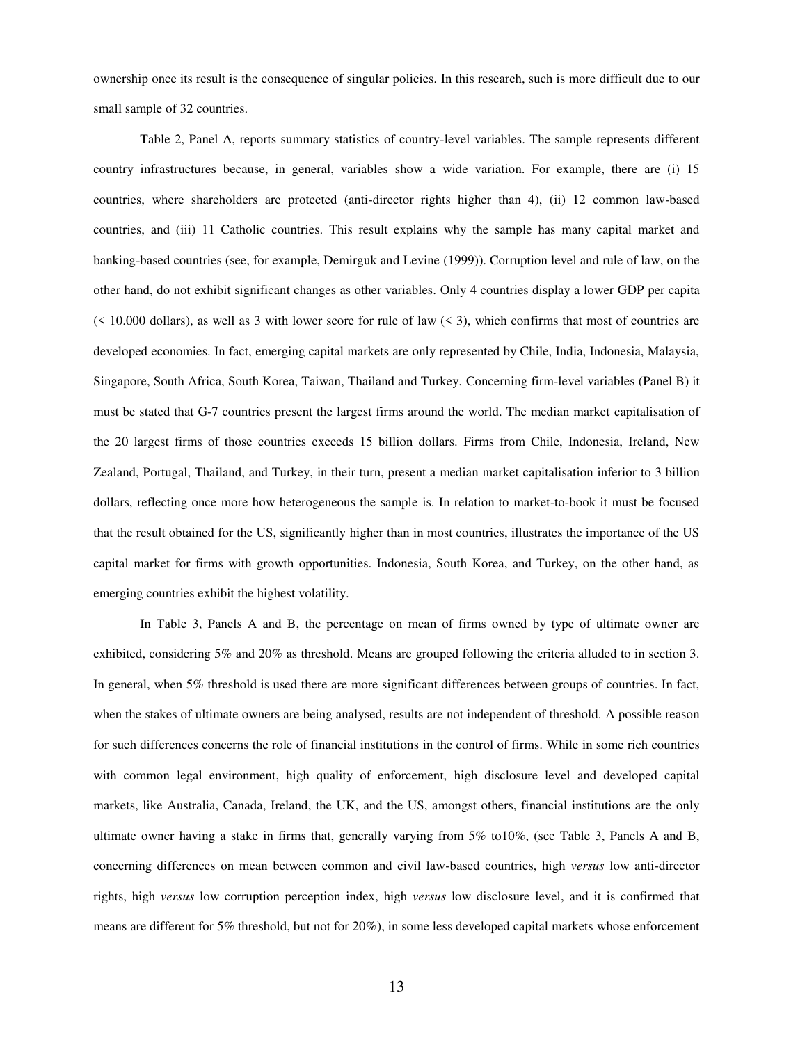ownership once its result is the consequence of singular policies. In this research, such is more difficult due to our small sample of 32 countries.

Table 2, Panel A, reports summary statistics of country-level variables. The sample represents different country infrastructures because, in general, variables show a wide variation. For example, there are (i) 15 countries, where shareholders are protected (anti-director rights higher than 4), (ii) 12 common law-based countries, and (iii) 11 Catholic countries. This result explains why the sample has many capital market and banking-based countries (see, for example, Demirguk and Levine (1999)). Corruption level and rule of law, on the other hand, do not exhibit significant changes as other variables. Only 4 countries display a lower GDP per capita (< 10.000 dollars), as well as 3 with lower score for rule of law (< 3), which confirms that most of countries are developed economies. In fact, emerging capital markets are only represented by Chile, India, Indonesia, Malaysia, Singapore, South Africa, South Korea, Taiwan, Thailand and Turkey. Concerning firm-level variables (Panel B) it must be stated that G-7 countries present the largest firms around the world. The median market capitalisation of the 20 largest firms of those countries exceeds 15 billion dollars. Firms from Chile, Indonesia, Ireland, New Zealand, Portugal, Thailand, and Turkey, in their turn, present a median market capitalisation inferior to 3 billion dollars, reflecting once more how heterogeneous the sample is. In relation to market-to-book it must be focused that the result obtained for the US, significantly higher than in most countries, illustrates the importance of the US capital market for firms with growth opportunities. Indonesia, South Korea, and Turkey, on the other hand, as emerging countries exhibit the highest volatility.

In Table 3, Panels A and B, the percentage on mean of firms owned by type of ultimate owner are exhibited, considering 5% and 20% as threshold. Means are grouped following the criteria alluded to in section 3. In general, when 5% threshold is used there are more significant differences between groups of countries. In fact, when the stakes of ultimate owners are being analysed, results are not independent of threshold. A possible reason for such differences concerns the role of financial institutions in the control of firms. While in some rich countries with common legal environment, high quality of enforcement, high disclosure level and developed capital markets, like Australia, Canada, Ireland, the UK, and the US, amongst others, financial institutions are the only ultimate owner having a stake in firms that, generally varying from 5% to10%, (see Table 3, Panels A and B, concerning differences on mean between common and civil law-based countries, high *versus* low anti-director rights, high *versus* low corruption perception index, high *versus* low disclosure level, and it is confirmed that means are different for 5% threshold, but not for 20%), in some less developed capital markets whose enforcement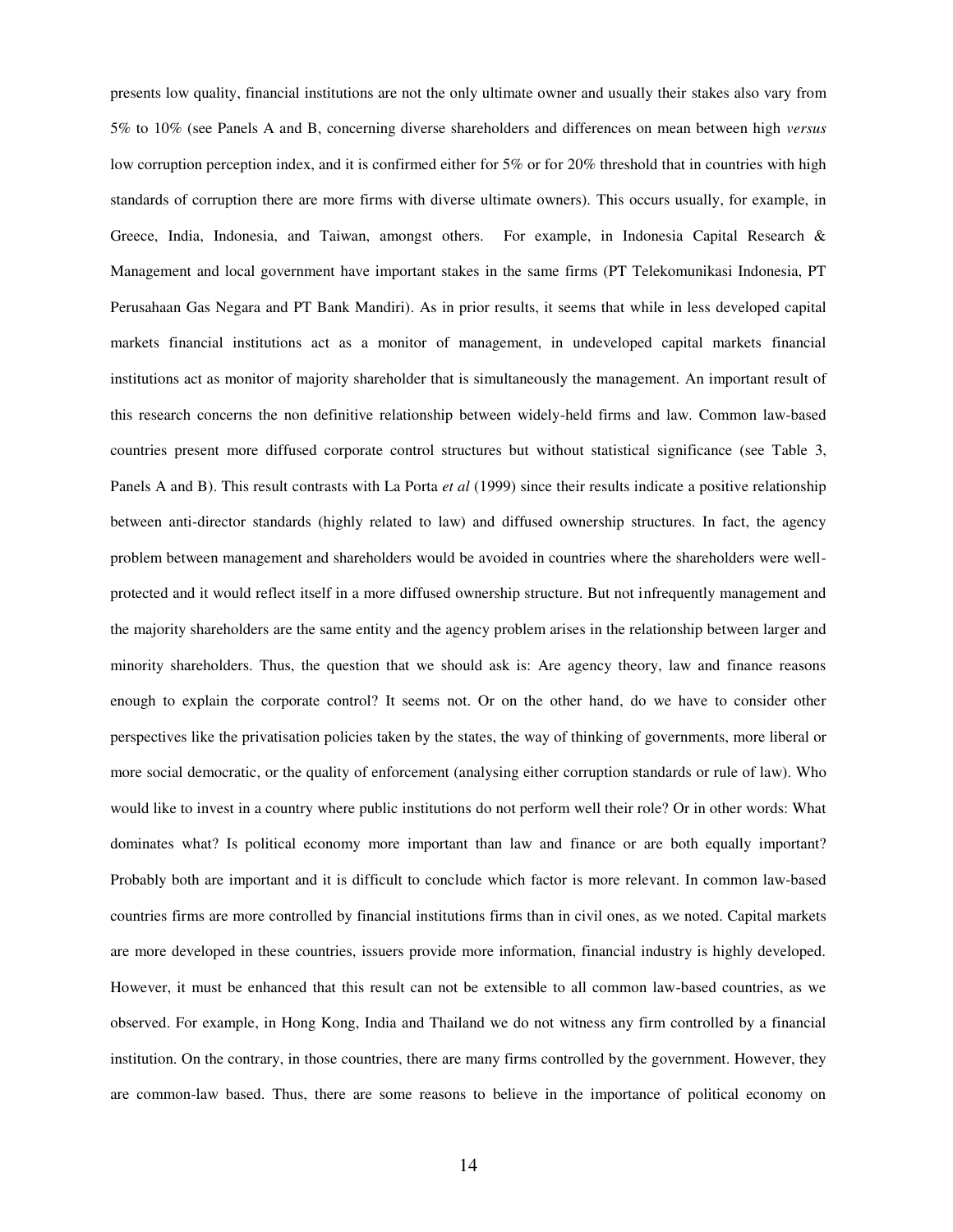presents low quality, financial institutions are not the only ultimate owner and usually their stakes also vary from 5% to 10% (see Panels A and B, concerning diverse shareholders and differences on mean between high *versus* low corruption perception index, and it is confirmed either for 5% or for 20% threshold that in countries with high standards of corruption there are more firms with diverse ultimate owners). This occurs usually, for example, in Greece, India, Indonesia, and Taiwan, amongst others. For example, in Indonesia Capital Research & Management and local government have important stakes in the same firms (PT Telekomunikasi Indonesia, PT Perusahaan Gas Negara and PT Bank Mandiri). As in prior results, it seems that while in less developed capital markets financial institutions act as a monitor of management, in undeveloped capital markets financial institutions act as monitor of majority shareholder that is simultaneously the management. An important result of this research concerns the non definitive relationship between widely-held firms and law. Common law-based countries present more diffused corporate control structures but without statistical significance (see Table 3, Panels A and B). This result contrasts with La Porta *et al* (1999) since their results indicate a positive relationship between anti-director standards (highly related to law) and diffused ownership structures. In fact, the agency problem between management and shareholders would be avoided in countries where the shareholders were well-protected and it would reflect itself in a more diffused ownership structure. But not infrequently management and the majority shareholders are the same entity and the agency problem arises in the relationship between larger and minority shareholders. Thus, the question that we should ask is: Are agency theory, law and finance reasons enough to explain the corporate control? It seems not. Or on the other hand, do we have to consider other perspectives like the privatisation policies taken by the states, the way of thinking of governments, more liberal or more social democratic, or the quality of enforcement (analysing either corruption standards or rule of law). Who would like to invest in a country where public institutions do not perform well their role? Or in other words: What dominates what? Is political economy more important than law and finance or are both equally important? Probably both are important and it is difficult to conclude which factor is more relevant. In common law-based countries firms are more controlled by financial institutions firms than in civil ones, as we noted. Capital markets are more developed in these countries, issuers provide more information, financial industry is highly developed. However, it must be enhanced that this result can not be extensible to all common law-based countries, as we observed. For example, in Hong Kong, India and Thailand we do not witness any firm controlled by a financial institution. On the contrary, in those countries, there are many firms controlled by the government. However, they are common-law based. Thus, there are some reasons to believe in the importance of political economy on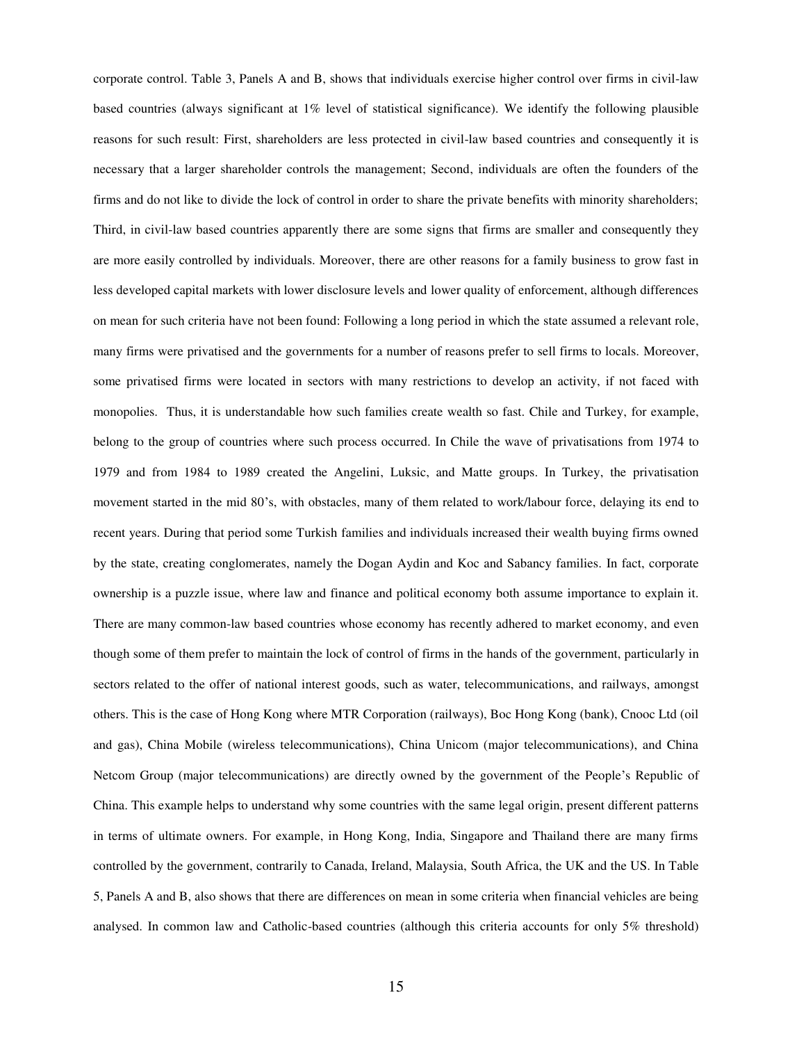corporate control. Table 3, Panels A and B, shows that individuals exercise higher control over firms in civil-law based countries (always significant at 1% level of statistical significance). We identify the following plausible reasons for such result: First, shareholders are less protected in civil-law based countries and consequently it is necessary that a larger shareholder controls the management; Second, individuals are often the founders of the firms and do not like to divide the lock of control in order to share the private benefits with minority shareholders; Third, in civil-law based countries apparently there are some signs that firms are smaller and consequently they are more easily controlled by individuals. Moreover, there are other reasons for a family business to grow fast in less developed capital markets with lower disclosure levels and lower quality of enforcement, although differences on mean for such criteria have not been found: Following a long period in which the state assumed a relevant role, many firms were privatised and the governments for a number of reasons prefer to sell firms to locals. Moreover, some privatised firms were located in sectors with many restrictions to develop an activity, if not faced with monopolies. Thus, it is understandable how such families create wealth so fast. Chile and Turkey, for example, belong to the group of countries where such process occurred. In Chile the wave of privatisations from 1974 to 1979 and from 1984 to 1989 created the Angelini, Luksic, and Matte groups. In Turkey, the privatisation movement started in the mid 80's, with obstacles, many of them related to work/labour force, delaying its end to recent years. During that period some Turkish families and individuals increased their wealth buying firms owned by the state, creating conglomerates, namely the Dogan Aydin and Koc and Sabancy families. In fact, corporate ownership is a puzzle issue, where law and finance and political economy both assume importance to explain it. There are many common-law based countries whose economy has recently adhered to market economy, and even though some of them prefer to maintain the lock of control of firms in the hands of the government, particularly in sectors related to the offer of national interest goods, such as water, telecommunications, and railways, amongst others. This is the case of Hong Kong where MTR Corporation (railways), Boc Hong Kong (bank), Cnooc Ltd (oil and gas), China Mobile (wireless telecommunications), China Unicom (major telecommunications), and China Netcom Group (major telecommunications) are directly owned by the government of the People's Republic of China. This example helps to understand why some countries with the same legal origin, present different patterns in terms of ultimate owners. For example, in Hong Kong, India, Singapore and Thailand there are many firms controlled by the government, contrarily to Canada, Ireland, Malaysia, South Africa, the UK and the US. In Table 5, Panels A and B, also shows that there are differences on mean in some criteria when financial vehicles are being analysed. In common law and Catholic-based countries (although this criteria accounts for only 5% threshold)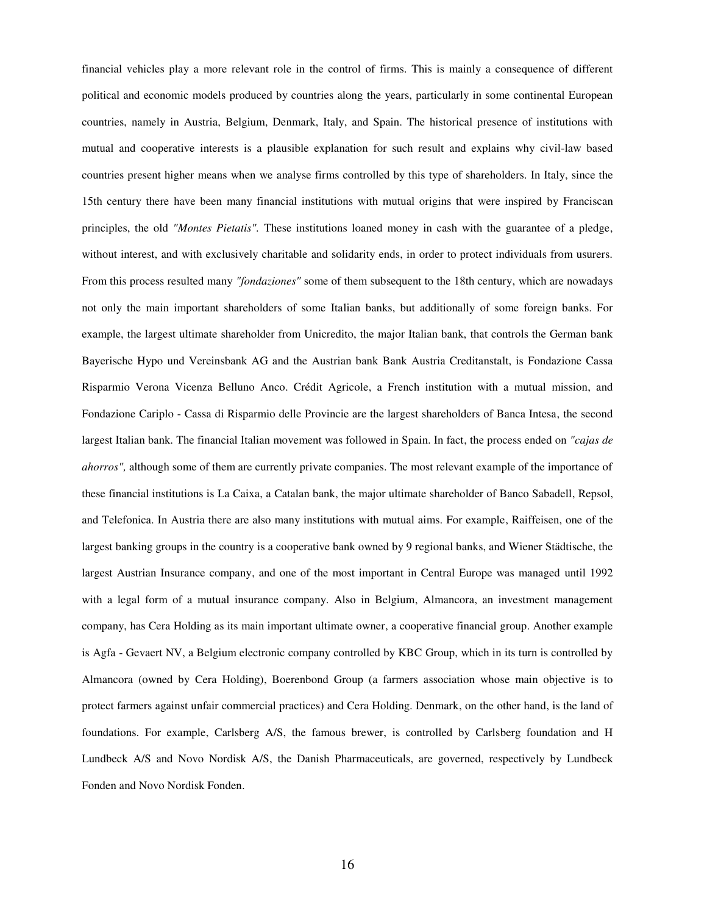financial vehicles play a more relevant role in the control of firms. This is mainly a consequence of different political and economic models produced by countries along the years, particularly in some continental European countries, namely in Austria, Belgium, Denmark, Italy, and Spain. The historical presence of institutions with mutual and cooperative interests is a plausible explanation for such result and explains why civil-law based countries present higher means when we analyse firms controlled by this type of shareholders. In Italy, since the 15th century there have been many financial institutions with mutual origins that were inspired by Franciscan principles, the old *"Montes Pietatis"*. These institutions loaned money in cash with the guarantee of a pledge, without interest, and with exclusively charitable and solidarity ends, in order to protect individuals from usurers. From this process resulted many *"fondaziones"* some of them subsequent to the 18th century, which are nowadays not only the main important shareholders of some Italian banks, but additionally of some foreign banks. For example, the largest ultimate shareholder from Unicredito, the major Italian bank, that controls the German bank Bayerische Hypo und Vereinsbank AG and the Austrian bank Bank Austria Creditanstalt, is Fondazione Cassa Risparmio Verona Vicenza Belluno Anco. Crédit Agricole, a French institution with a mutual mission, and Fondazione Cariplo - Cassa di Risparmio delle Provincie are the largest shareholders of Banca Intesa, the second largest Italian bank. The financial Italian movement was followed in Spain. In fact, the process ended on *"cajas de ahorros",* although some of them are currently private companies. The most relevant example of the importance of these financial institutions is La Caixa, a Catalan bank, the major ultimate shareholder of Banco Sabadell, Repsol, and Telefonica. In Austria there are also many institutions with mutual aims. For example, Raiffeisen, one of the largest banking groups in the country is a cooperative bank owned by 9 regional banks, and Wiener Städtische, the largest Austrian Insurance company, and one of the most important in Central Europe was managed until 1992 with a legal form of a mutual insurance company. Also in Belgium, Almancora, an investment management company, has Cera Holding as its main important ultimate owner, a cooperative financial group. Another example is Agfa - Gevaert NV, a Belgium electronic company controlled by KBC Group, which in its turn is controlled by Almancora (owned by Cera Holding), Boerenbond Group (a farmers association whose main objective is to protect farmers against unfair commercial practices) and Cera Holding. Denmark, on the other hand, is the land of foundations. For example, Carlsberg A/S, the famous brewer, is controlled by Carlsberg foundation and H Lundbeck A/S and Novo Nordisk A/S, the Danish Pharmaceuticals, are governed, respectively by Lundbeck Fonden and Novo Nordisk Fonden.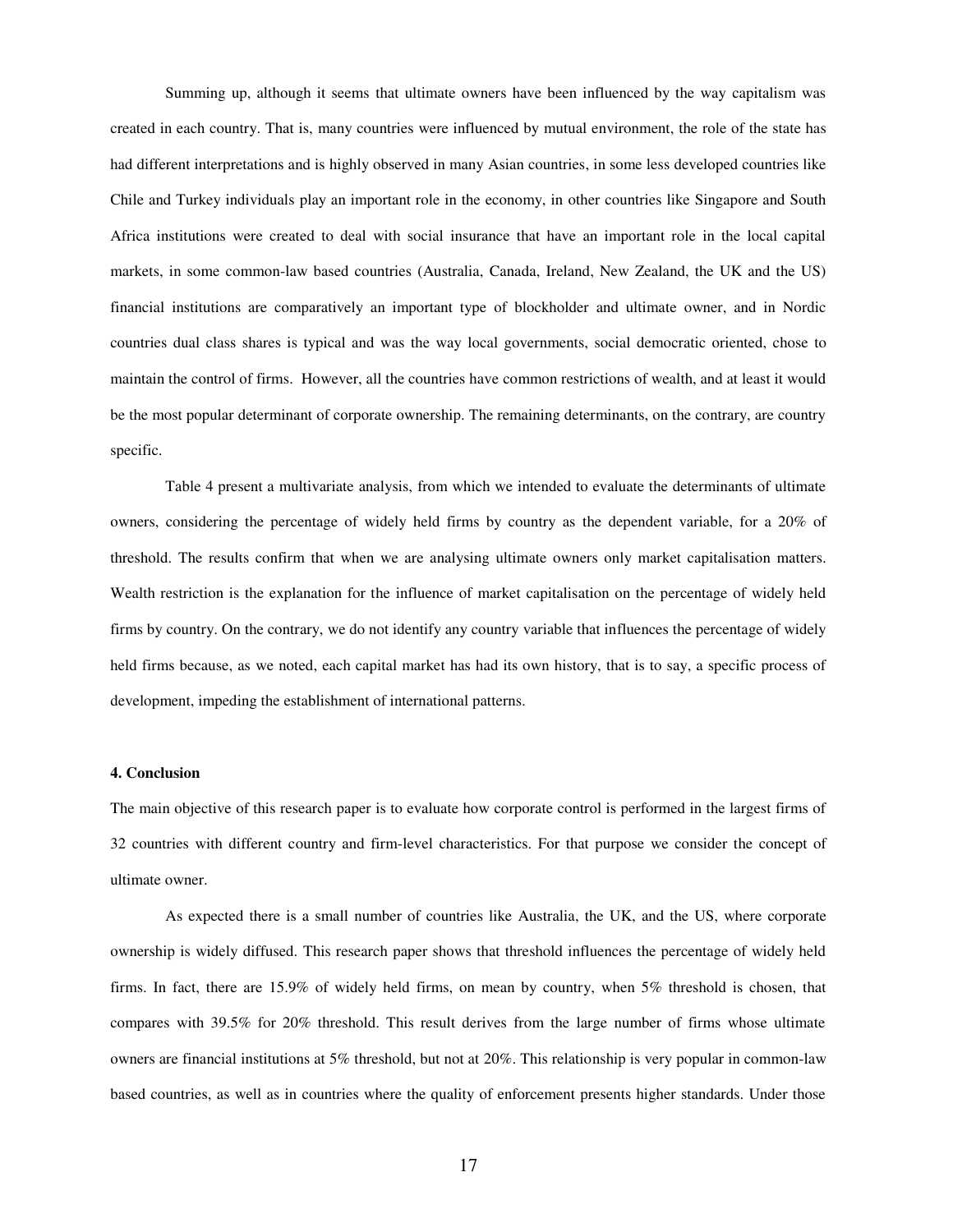Summing up, although it seems that ultimate owners have been influenced by the way capitalism was created in each country. That is, many countries were influenced by mutual environment, the role of the state has had different interpretations and is highly observed in many Asian countries, in some less developed countries like Chile and Turkey individuals play an important role in the economy, in other countries like Singapore and South Africa institutions were created to deal with social insurance that have an important role in the local capital markets, in some common-law based countries (Australia, Canada, Ireland, New Zealand, the UK and the US) financial institutions are comparatively an important type of blockholder and ultimate owner, and in Nordic countries dual class shares is typical and was the way local governments, social democratic oriented, chose to maintain the control of firms. However, all the countries have common restrictions of wealth, and at least it would be the most popular determinant of corporate ownership. The remaining determinants, on the contrary, are country specific.

Table 4 present a multivariate analysis, from which we intended to evaluate the determinants of ultimate owners, considering the percentage of widely held firms by country as the dependent variable, for a 20% of threshold. The results confirm that when we are analysing ultimate owners only market capitalisation matters. Wealth restriction is the explanation for the influence of market capitalisation on the percentage of widely held firms by country. On the contrary, we do not identify any country variable that influences the percentage of widely held firms because, as we noted, each capital market has had its own history, that is to say, a specific process of development, impeding the establishment of international patterns.

**4. Conclusion**

The main objective of this research paper is to evaluate how corporate control is performed in the largest firms of 32 countries with different country and firm-level characteristics. For that purpose we consider the concept of ultimate owner.

As expected there is a small number of countries like Australia, the UK, and the US, where corporate ownership is widely diffused. This research paper shows that threshold influences the percentage of widely held firms. In fact, there are 15.9% of widely held firms, on mean by country, when 5% threshold is chosen, that compares with 39.5% for 20% threshold. This result derives from the large number of firms whose ultimate owners are financial institutions at 5% threshold, but not at 20%. This relationship is very popular in common-law based countries, as well as in countries where the quality of enforcement presents higher standards. Under those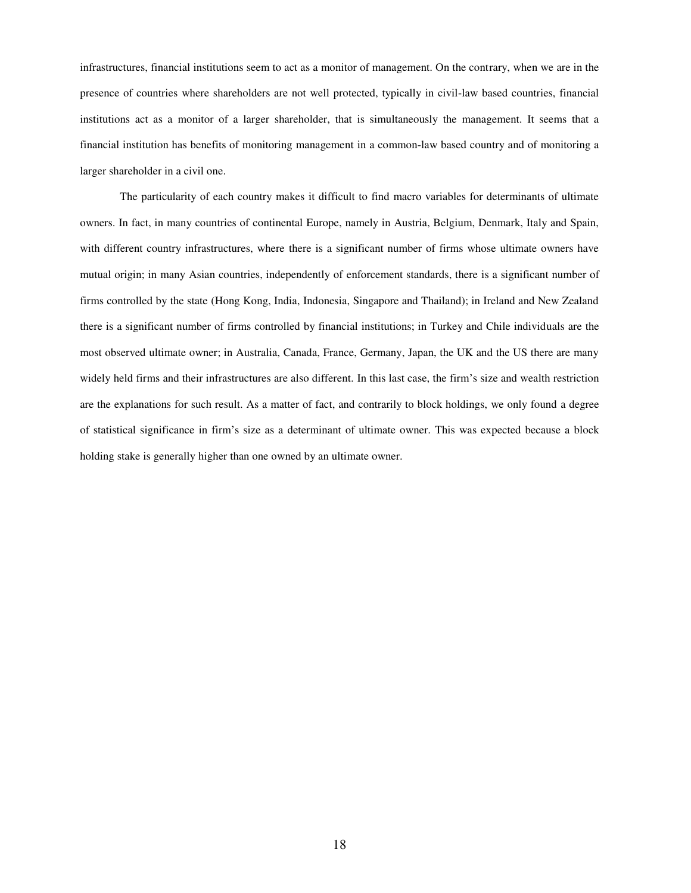infrastructures, financial institutions seem to act as a monitor of management. On the contrary, when we are in the presence of countries where shareholders are not well protected, typically in civil-law based countries, financial institutions act as a monitor of a larger shareholder, that is simultaneously the management. It seems that a financial institution has benefits of monitoring management in a common-law based country and of monitoring a larger shareholder in a civil one.

The particularity of each country makes it difficult to find macro variables for determinants of ultimate owners. In fact, in many countries of continental Europe, namely in Austria, Belgium, Denmark, Italy and Spain, with different country infrastructures, where there is a significant number of firms whose ultimate owners have mutual origin; in many Asian countries, independently of enforcement standards, there is a significant number of firms controlled by the state (Hong Kong, India, Indonesia, Singapore and Thailand); in Ireland and New Zealand there is a significant number of firms controlled by financial institutions; in Turkey and Chile individuals are the most observed ultimate owner; in Australia, Canada, France, Germany, Japan, the UK and the US there are many widely held firms and their infrastructures are also different. In this last case, the firm's size and wealth restriction are the explanations for such result. As a matter of fact, and contrarily to block holdings, we only found a degree of statistical significance in firm's size as a determinant of ultimate owner. This was expected because a block holding stake is generally higher than one owned by an ultimate owner.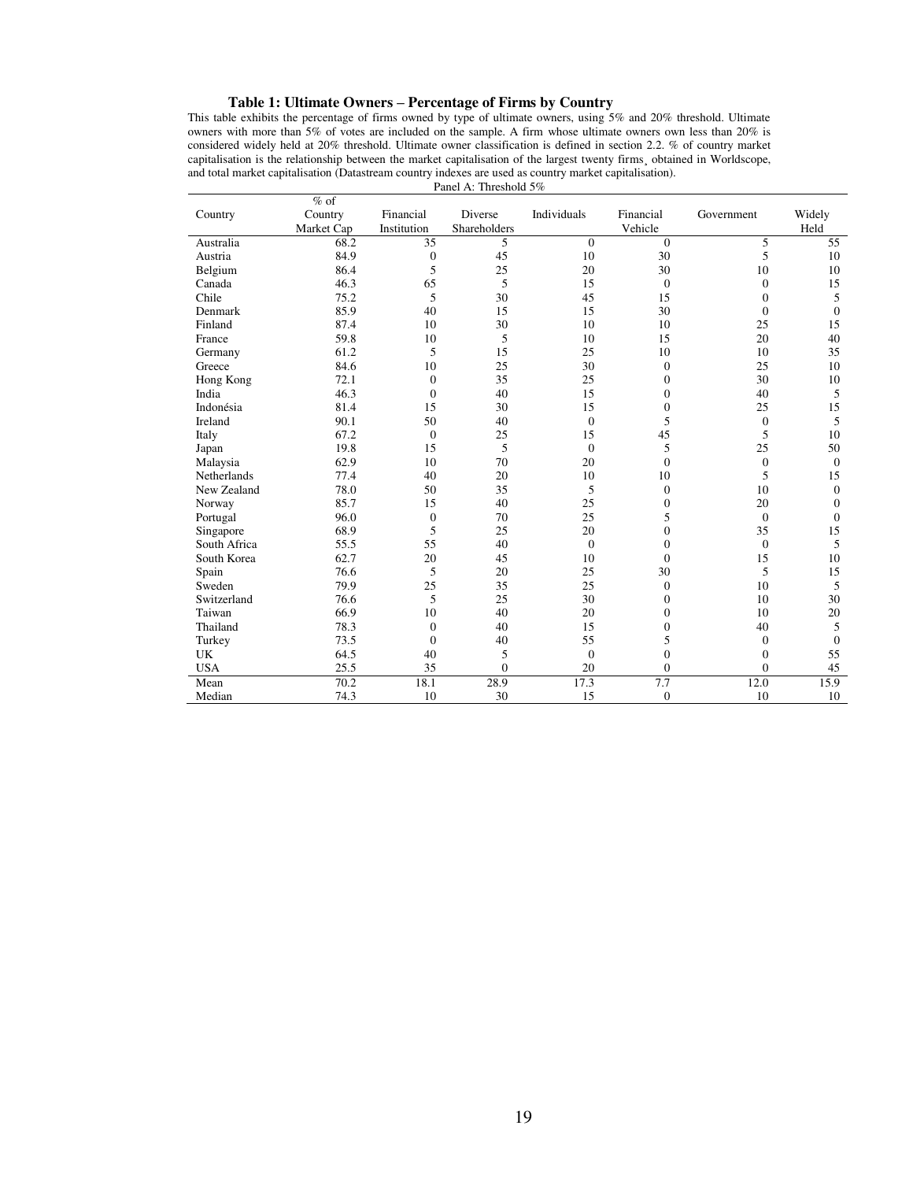### Table 1: Ultimate Owners – Percentage of Firms by Country

This table exhibits the percentage of firms owned by type of ultimate owners, using 5% and 20% threshold. Ultimate owners with more than 5% of votes are included on the sample. A firm whose ultimate owners own less than 20% is considered widely held at 20% threshold. Ultimate owner classification is defined in section 2.2. % of country market capitalisation is the relationship between the market capitalisation of the largest twenty firms¸ obtained in Worldscope, and total market capitalisation (Datastream country indexes are used as country market capitalisation).

Panel A: Threshold 5%

| Country | % of Country Market Cap | Financial Institution | Diverse Shareholders | Individuals | Financial Vehicle | Government | Widely Held |
|---|---|---|---|---|---|---|---|
| Australia | 68.2 | 35 | 5 | 0 | 0 | 5 | 55 |
| Austria | 84.9 | 0 | 45 | 10 | 30 | 5 | 10 |
| Belgium | 86.4 | 5 | 25 | 20 | 30 | 10 | 10 |
| Canada | 46.3 | 65 | 5 | 15 | 0 | 0 | 15 |
| Chile | 75.2 | 5 | 30 | 45 | 15 | 0 | 5 |
| Denmark | 85.9 | 40 | 15 | 15 | 30 | 0 | 0 |
| Finland | 87.4 | 10 | 30 | 10 | 10 | 25 | 15 |
| France | 59.8 | 10 | 5 | 10 | 15 | 20 | 40 |
| Germany | 61.2 | 5 | 15 | 25 | 10 | 10 | 35 |
| Greece | 84.6 | 10 | 25 | 30 | 0 | 25 | 10 |
| Hong Kong | 72.1 | 0 | 35 | 25 | 0 | 30 | 10 |
| India | 46.3 | 0 | 40 | 15 | 0 | 40 | 5 |
| Indonésia | 81.4 | 15 | 30 | 15 | 0 | 25 | 15 |
| Ireland | 90.1 | 50 | 40 | 0 | 5 | 0 | 5 |
| Italy | 67.2 | 0 | 25 | 15 | 45 | 5 | 10 |
| Japan | 19.8 | 15 | 5 | 0 | 5 | 25 | 50 |
| Malaysia | 62.9 | 10 | 70 | 20 | 0 | 0 | 0 |
| Netherlands | 77.4 | 40 | 20 | 10 | 10 | 5 | 15 |
| New Zealand | 78.0 | 50 | 35 | 5 | 0 | 10 | 0 |
| Norway | 85.7 | 15 | 40 | 25 | 0 | 20 | 0 |
| Portugal | 96.0 | 0 | 70 | 25 | 5 | 0 | 0 |
| Singapore | 68.9 | 5 | 25 | 20 | 0 | 35 | 15 |
| South Africa | 55.5 | 55 | 40 | 0 | 0 | 0 | 5 |
| South Korea | 62.7 | 20 | 45 | 10 | 0 | 15 | 10 |
| Spain | 76.6 | 5 | 20 | 25 | 30 | 5 | 15 |
| Sweden | 79.9 | 25 | 35 | 25 | 0 | 10 | 5 |
| Switzerland | 76.6 | 5 | 25 | 30 | 0 | 10 | 30 |
| Taiwan | 66.9 | 10 | 40 | 20 | 0 | 10 | 20 |
| Thailand | 78.3 | 0 | 40 | 15 | 0 | 40 | 5 |
| Turkey | 73.5 | 0 | 40 | 55 | 5 | 0 | 0 |
| UK | 64.5 | 40 | 5 | 0 | 0 | 0 | 55 |
| USA | 25.5 | 35 | 0 | 20 | 0 | 0 | 45 |
| Mean | 70.2 | 18.1 | 28.9 | 17.3 | 7.7 | 12.0 | 15.9 |
| Median | 74.3 | 10 | 30 | 15 | 0 | 10 | 10 |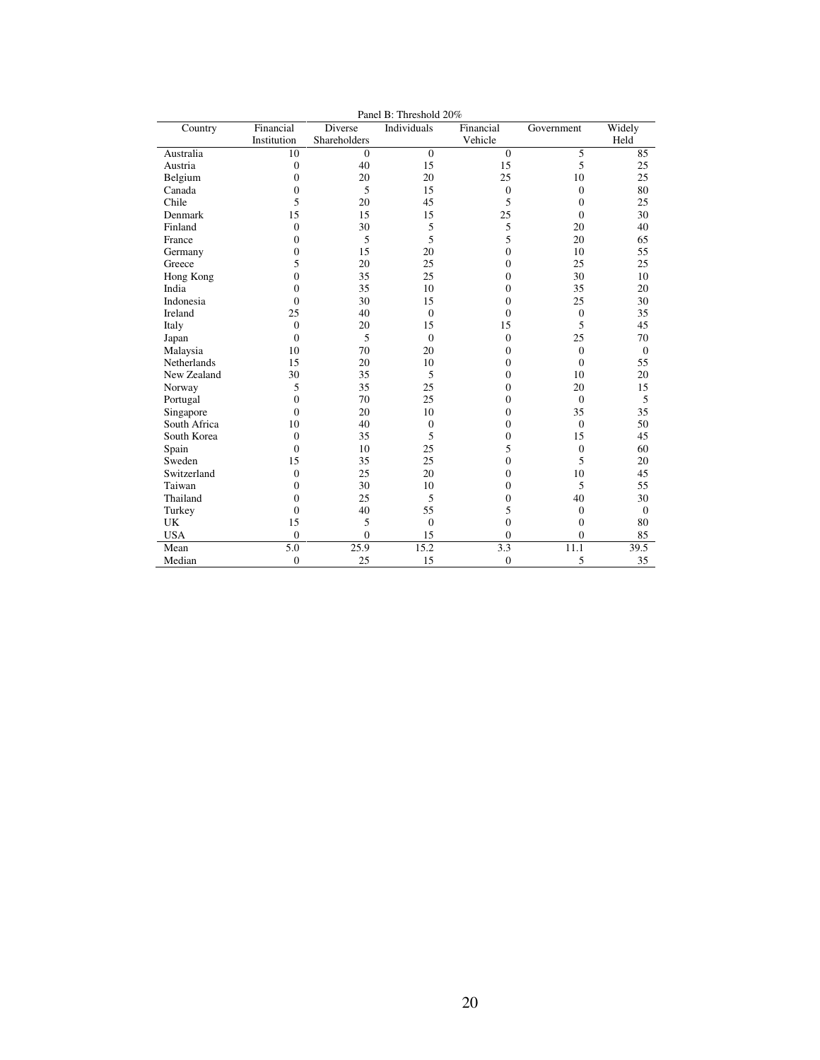Panel B: Threshold 20%

| Country | Financial Institution | Diverse Shareholders | Individuals | Financial Vehicle | Government | Widely Held |
|---|---|---|---|---|---|---|
| Australia | 10 | 0 | 0 | 0 | 5 | 85 |
| Austria | 0 | 40 | 15 | 15 | 5 | 25 |
| Belgium | 0 | 20 | 20 | 25 | 10 | 25 |
| Canada | 0 | 5 | 15 | 0 | 0 | 80 |
| Chile | 5 | 20 | 45 | 5 | 0 | 25 |
| Denmark | 15 | 15 | 15 | 25 | 0 | 30 |
| Finland | 0 | 30 | 5 | 5 | 20 | 40 |
| France | 0 | 5 | 5 | 5 | 20 | 65 |
| Germany | 0 | 15 | 20 | 0 | 10 | 55 |
| Greece | 5 | 20 | 25 | 0 | 25 | 25 |
| Hong Kong | 0 | 35 | 25 | 0 | 30 | 10 |
| India | 0 | 35 | 10 | 0 | 35 | 20 |
| Indonesia | 0 | 30 | 15 | 0 | 25 | 30 |
| Ireland | 25 | 40 | 0 | 0 | 0 | 35 |
| Italy | 0 | 20 | 15 | 15 | 5 | 45 |
| Japan | 0 | 5 | 0 | 0 | 25 | 70 |
| Malaysia | 10 | 70 | 20 | 0 | 0 | 0 |
| Netherlands | 15 | 20 | 10 | 0 | 0 | 55 |
| New Zealand | 30 | 35 | 5 | 0 | 10 | 20 |
| Norway | 5 | 35 | 25 | 0 | 20 | 15 |
| Portugal | 0 | 70 | 25 | 0 | 0 | 5 |
| Singapore | 0 | 20 | 10 | 0 | 35 | 35 |
| South Africa | 10 | 40 | 0 | 0 | 0 | 50 |
| South Korea | 0 | 35 | 5 | 0 | 15 | 45 |
| Spain | 0 | 10 | 25 | 5 | 0 | 60 |
| Sweden | 15 | 35 | 25 | 0 | 5 | 20 |
| Switzerland | 0 | 25 | 20 | 0 | 10 | 45 |
| Taiwan | 0 | 30 | 10 | 0 | 5 | 55 |
| Thailand | 0 | 25 | 5 | 0 | 40 | 30 |
| Turkey | 0 | 40 | 55 | 5 | 0 | 0 |
| UK | 15 | 5 | 0 | 0 | 0 | 80 |
| USA | 0 | 0 | 15 | 0 | 0 | 85 |
| Mean | 5.0 | 25.9 | 15.2 | 3.3 | 11.1 | 39.5 |
| Median | 0 | 25 | 15 | 0 | 5 | 35 |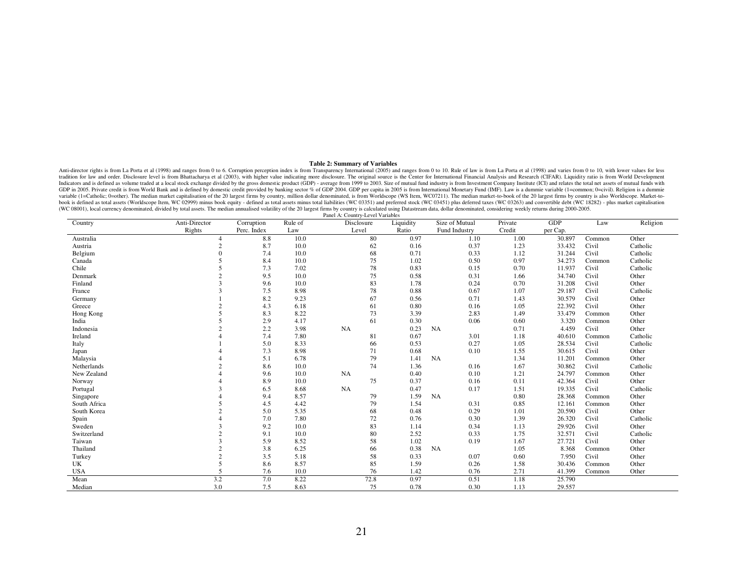**Table 2: Summary of Variables**

Anti-director rights is from La Porta et al (1998) and ranges from 0 to 6. Corruption perception index is from Transparency International (2005) and ranges from 0 to 10. Rule of law is from La Porta et al (1998) and varies from 0 to 10, with lower values for less tradition for law and order. Disclosure level is from Bhattacharya et al (2003), with higher value indicating more disclosure. The original source is the Center for International Financial Analysis and Research (CIFAR). Liquidity ratio is from World Development Indicators and is defined as volume traded at a local stock exchange divided by the gross domestic product (GDP) - average from 1999 to 2003. Size of mutual fund industry is from Investment Company Institute (ICI) and relates the total net assets of mutual funds with GDP in 2005. Private credit is from World Bank and is defined by domestic credit provided by banking sector % of GDP 2004. GDP per capita in 2005 is from International Monetary Fund (IMF). Law is a dummie variable (1=common; 0=civil). Religion is a dummie variable (1=Catholic; 0=other). The median market capitalisation of the 20 largest firms by country, million dollar denominated, is from Worldscope (WS Item, WC07211). The median market-to-book of the 20 largest firms by country is also Worldscope. Market-to-book is defined as total assets (Worldscope Item, WC 02999) minus book equity - defined as total assets minus total liabilities (WC 03351) and preferred stock (WC 03451) plus deferred taxes (WC 03263) and convertible debt (WC 18282) - plus market capitalisation (WC 08001), local currency denominated, divided by total assets. The median annualised volatility of the 20 largest firms by country is calculated using Datastream data, dollar denominated, considering weekly returns during 2000-2005.

Panel A: Country-Level Variables

| Country | Anti-Director Rights | Corruption Perc. Index | Rule of Law | Disclosure Level | Liquidity Ratio | Size of Mutual Fund Industry | Private Credit | GDP per Cap. | Law | Religion |
|---|---|---|---|---|---|---|---|---|---|---|
| Australia | 4 | 8.8 | 10.0 | 80 | 0.97 | 1.10 | 1.00 | 30.897 | Common | Other |
| Austria | 2 | 8.7 | 10.0 | 62 | 0.16 | 0.37 | 1.23 | 33.432 | Civil | Catholic |
| Belgium | 0 | 7.4 | 10.0 | 68 | 0.71 | 0.33 | 1.12 | 31.244 | Civil | Catholic |
| Canada | 5 | 8.4 | 10.0 | 75 | 1.02 | 0.50 | 0.97 | 34.273 | Common | Catholic |
| Chile | 5 | 7.3 | 7.02 | 78 | 0.83 | 0.15 | 0.70 | 11.937 | Civil | Catholic |
| Denmark | 2 | 9.5 | 10.0 | 75 | 0.58 | 0.31 | 1.66 | 34.740 | Civil | Other |
| Finland | 3 | 9.6 | 10.0 | 83 | 1.78 | 0.24 | 0.70 | 31.208 | Civil | Other |
| France | 3 | 7.5 | 8.98 | 78 | 0.88 | 0.67 | 1.07 | 29.187 | Civil | Catholic |
| Germany | 1 | 8.2 | 9.23 | 67 | 0.56 | 0.71 | 1.43 | 30.579 | Civil | Other |
| Greece | 2 | 4.3 | 6.18 | 61 | 0.80 | 0.16 | 1.05 | 22.392 | Civil | Other |
| Hong Kong | 5 | 8.3 | 8.22 | 73 | 3.39 | 2.83 | 1.49 | 33.479 | Common | Other |
| India | 5 | 2.9 | 4.17 | 61 | 0.30 | 0.06 | 0.60 | 3.320 | Common | Other |
| Indonesia | 2 | 2.2 | 3.98 | NA | 0.23 | NA | 0.71 | 4.459 | Civil | Other |
| Ireland | 4 | 7.4 | 7.80 | 81 | 0.67 | 3.01 | 1.18 | 40.610 | Common | Catholic |
| Italy | 1 | 5.0 | 8.33 | 66 | 0.53 | 0.27 | 1.05 | 28.534 | Civil | Catholic |
| Japan | 4 | 7.3 | 8.98 | 71 | 0.68 | 0.10 | 1.55 | 30.615 | Civil | Other |
| Malaysia | 4 | 5.1 | 6.78 | 79 | 1.41 | NA | 1.34 | 11.201 | Common | Other |
| Netherlands | 2 | 8.6 | 10.0 | 74 | 1.36 | 0.16 | 1.67 | 30.862 | Civil | Catholic |
| New Zealand | 4 | 9.6 | 10.0 | NA | 0.40 | 0.10 | 1.21 | 24.797 | Common | Other |
| Norway | 4 | 8.9 | 10.0 | 75 | 0.37 | 0.16 | 0.11 | 42.364 | Civil | Other |
| Portugal | 3 | 6.5 | 8.68 | NA | 0.47 | 0.17 | 1.51 | 19.335 | Civil | Catholic |
| Singapore | 4 | 9.4 | 8.57 | 79 | 1.59 | NA | 0.80 | 28.368 | Common | Other |
| South Africa | 5 | 4.5 | 4.42 | 79 | 1.54 | 0.31 | 0.85 | 12.161 | Common | Other |
| South Korea | 2 | 5.0 | 5.35 | 68 | 0.48 | 0.29 | 1.01 | 20.590 | Civil | Other |
| Spain | 4 | 7.0 | 7.80 | 72 | 0.76 | 0.30 | 1.39 | 26.320 | Civil | Catholic |
| Sweden | 3 | 9.2 | 10.0 | 83 | 1.14 | 0.34 | 1.13 | 29.926 | Civil | Other |
| Switzerland | 2 | 9.1 | 10.0 | 80 | 2.52 | 0.33 | 1.75 | 32.571 | Civil | Catholic |
| Taiwan | 3 | 5.9 | 8.52 | 58 | 1.02 | 0.19 | 1.67 | 27.721 | Civil | Other |
| Thailand | 2 | 3.8 | 6.25 | 66 | 0.38 | NA | 1.05 | 8.368 | Common | Other |
| Turkey | 2 | 3.5 | 5.18 | 58 | 0.33 | 0.07 | 0.60 | 7.950 | Civil | Other |
| UK | 5 | 8.6 | 8.57 | 85 | 1.59 | 0.26 | 1.58 | 30.436 | Common | Other |
| USA | 5 | 7.6 | 10.0 | 76 | 1.42 | 0.76 | 2.71 | 41.399 | Common | Other |
| Mean | 3.2 | 7.0 | 8.22 | 72.8 | 0.97 | 0.51 | 1.18 | 25.790 | | |
| Median | 3.0 | 7.5 | 8.63 | 75 | 0.78 | 0.30 | 1.13 | 29.557 | | |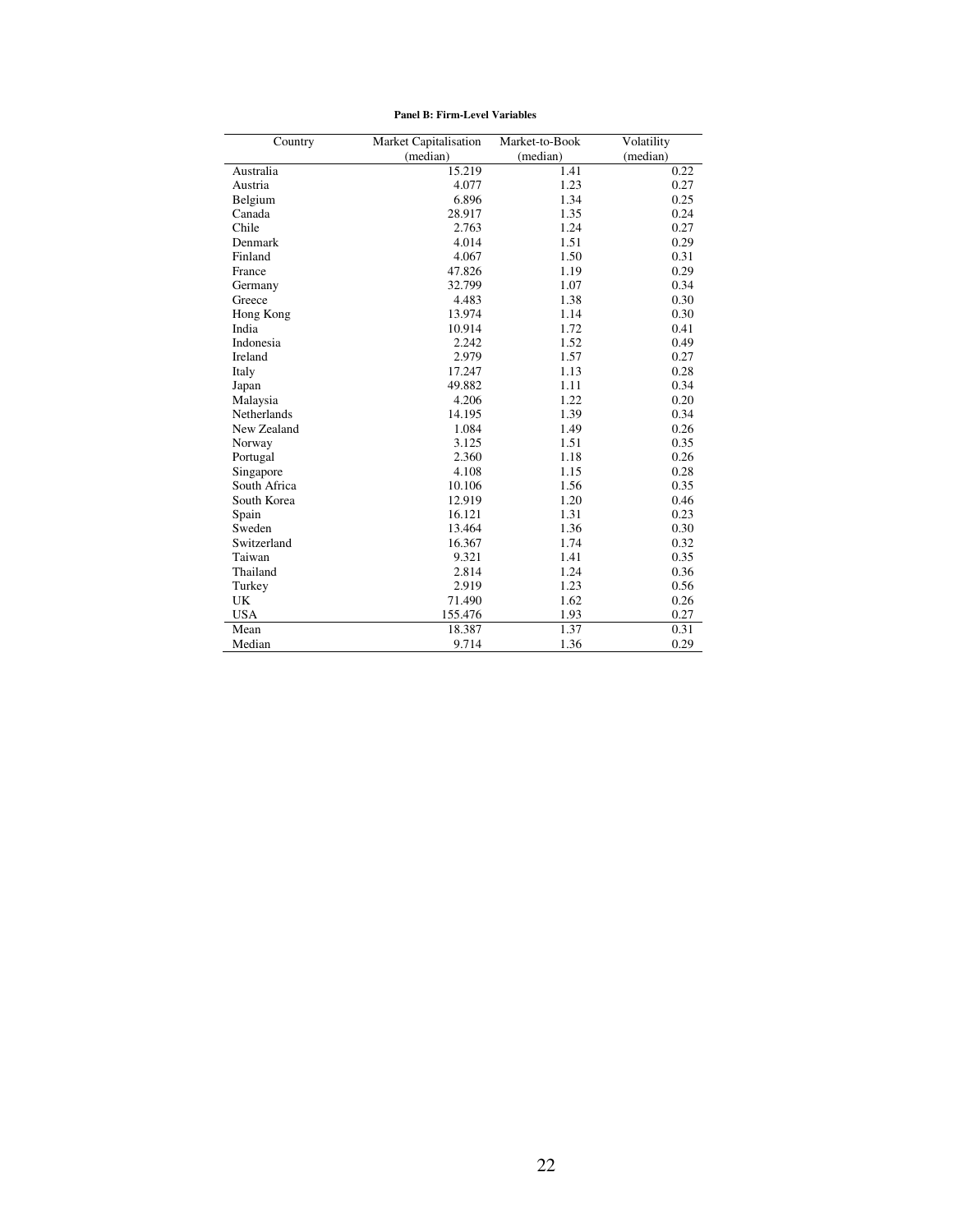**Panel B: Firm-Level Variables**

| Country | Market Capitalisation (median) | Market-to-Book (median) | Volatility (median) |
|---|---|---|---|
| Australia | 15.219 | 1.41 | 0.22 |
| Austria | 4.077 | 1.23 | 0.27 |
| Belgium | 6.896 | 1.34 | 0.25 |
| Canada | 28.917 | 1.35 | 0.24 |
| Chile | 2.763 | 1.24 | 0.27 |
| Denmark | 4.014 | 1.51 | 0.29 |
| Finland | 4.067 | 1.50 | 0.31 |
| France | 47.826 | 1.19 | 0.29 |
| Germany | 32.799 | 1.07 | 0.34 |
| Greece | 4.483 | 1.38 | 0.30 |
| Hong Kong | 13.974 | 1.14 | 0.30 |
| India | 10.914 | 1.72 | 0.41 |
| Indonesia | 2.242 | 1.52 | 0.49 |
| Ireland | 2.979 | 1.57 | 0.27 |
| Italy | 17.247 | 1.13 | 0.28 |
| Japan | 49.882 | 1.11 | 0.34 |
| Malaysia | 4.206 | 1.22 | 0.20 |
| Netherlands | 14.195 | 1.39 | 0.34 |
| New Zealand | 1.084 | 1.49 | 0.26 |
| Norway | 3.125 | 1.51 | 0.35 |
| Portugal | 2.360 | 1.18 | 0.26 |
| Singapore | 4.108 | 1.15 | 0.28 |
| South Africa | 10.106 | 1.56 | 0.35 |
| South Korea | 12.919 | 1.20 | 0.46 |
| Spain | 16.121 | 1.31 | 0.23 |
| Sweden | 13.464 | 1.36 | 0.30 |
| Switzerland | 16.367 | 1.74 | 0.32 |
| Taiwan | 9.321 | 1.41 | 0.35 |
| Thailand | 2.814 | 1.24 | 0.36 |
| Turkey | 2.919 | 1.23 | 0.56 |
| UK | 71.490 | 1.62 | 0.26 |
| USA | 155.476 | 1.93 | 0.27 |
| Mean | 18.387 | 1.37 | 0.31 |
| Median | 9.714 | 1.36 | 0.29 |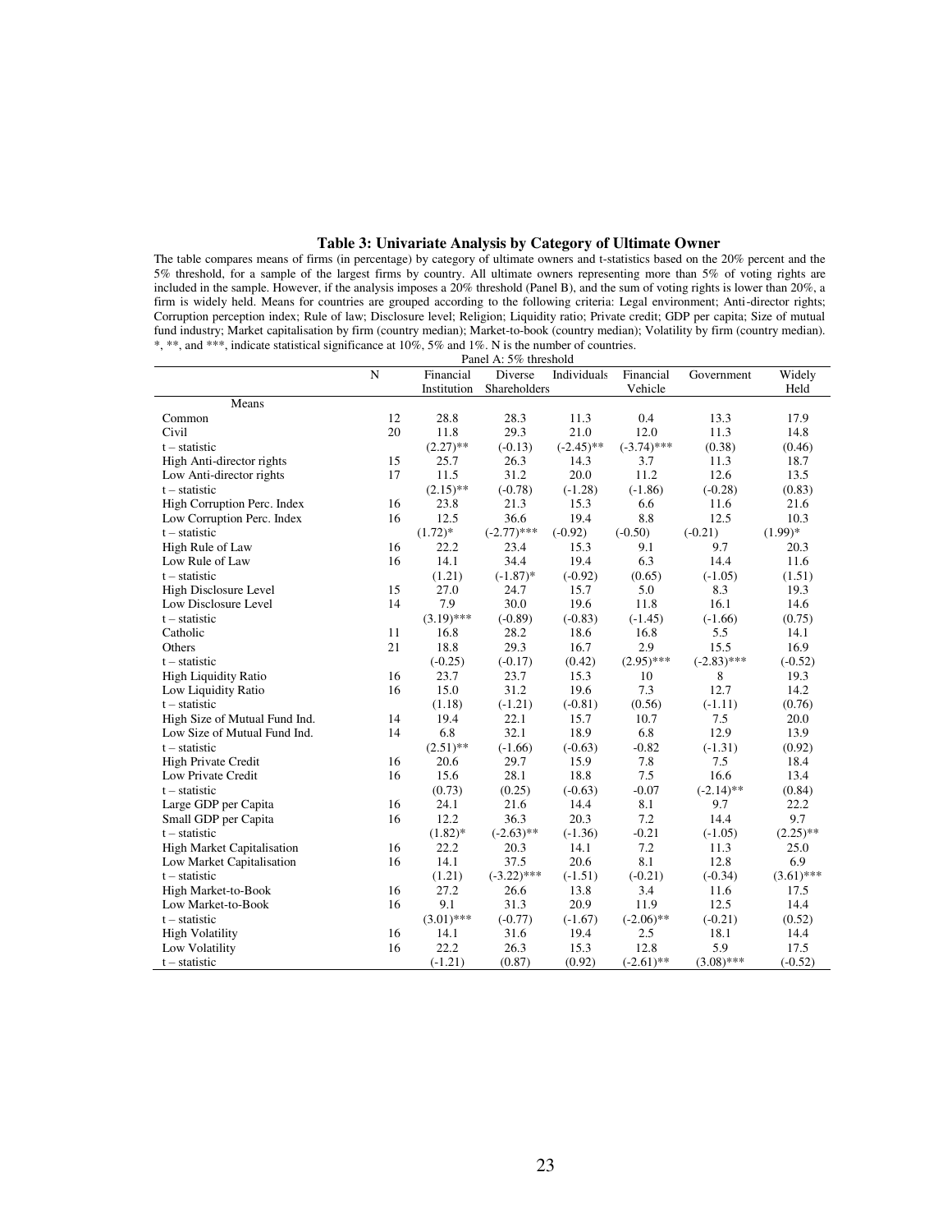### Table 3: Univariate Analysis by Category of Ultimate Owner

The table compares means of firms (in percentage) by category of ultimate owners and t-statistics based on the 20% percent and the 5% threshold, for a sample of the largest firms by country. All ultimate owners representing more than 5% of voting rights are included in the sample. However, if the analysis imposes a 20% threshold (Panel B), and the sum of voting rights is lower than 20%, a firm is widely held. Means for countries are grouped according to the following criteria: Legal environment; Anti-director rights; Corruption perception index; Rule of law; Disclosure level; Religion; Liquidity ratio; Private credit; GDP per capita; Size of mutual fund industry; Market capitalisation by firm (country median); Market-to-book (country median); Volatility by firm (country median). *, **, and ***, indicate statistical significance at 10%, 5% and 1%. N is the number of countries.

Panel A: 5% threshold

| | N | Financial Institution | Diverse Shareholders | Individuals | Financial Vehicle | Government | Widely Held |
|---|---|---|---|---|---|---|---|
| Means | | | | | | | |
| Common | 12 | 28.8 | 28.3 | 11.3 | 0.4 | 13.3 | 17.9 |
| Civil | 20 | 11.8 | 29.3 | 21.0 | 12.0 | 11.3 | 14.8 |
| t – statistic | | (2.27)** | (-0.13) | (-2.45)** | (-3.74)*** | (0.38) | (0.46) |
| High Anti-director rights | 15 | 25.7 | 26.3 | 14.3 | 3.7 | 11.3 | 18.7 |
| Low Anti-director rights | 17 | 11.5 | 31.2 | 20.0 | 11.2 | 12.6 | 13.5 |
| t – statistic | | (2.15)** | (-0.78) | (-1.28) | (-1.86) | (-0.28) | (0.83) |
| High Corruption Perc. Index | 16 | 23.8 | 21.3 | 15.3 | 6.6 | 11.6 | 21.6 |
| Low Corruption Perc. Index | 16 | 12.5 | 36.6 | 19.4 | 8.8 | 12.5 | 10.3 |
| t – statistic | | (1.72)* | (-2.77)*** | (-0.92) | (-0.50) | (-0.21) | (1.99)* |
| High Rule of Law | 16 | 22.2 | 23.4 | 15.3 | 9.1 | 9.7 | 20.3 |
| Low Rule of Law | 16 | 14.1 | 34.4 | 19.4 | 6.3 | 14.4 | 11.6 |
| t – statistic | | (1.21) | (-1.87)* | (-0.92) | (0.65) | (-1.05) | (1.51) |
| High Disclosure Level | 15 | 27.0 | 24.7 | 15.7 | 5.0 | 8.3 | 19.3 |
| Low Disclosure Level | 14 | 7.9 | 30.0 | 19.6 | 11.8 | 16.1 | 14.6 |
| t – statistic | | (3.19)*** | (-0.89) | (-0.83) | (-1.45) | (-1.66) | (0.75) |
| Catholic | 11 | 16.8 | 28.2 | 18.6 | 16.8 | 5.5 | 14.1 |
| Others | 21 | 18.8 | 29.3 | 16.7 | 2.9 | 15.5 | 16.9 |
| t – statistic | | (-0.25) | (-0.17) | (0.42) | (2.95)*** | (-2.83)*** | (-0.52) |
| High Liquidity Ratio | 16 | 23.7 | 23.7 | 15.3 | 10 | 8 | 19.3 |
| Low Liquidity Ratio | 16 | 15.0 | 31.2 | 19.6 | 7.3 | 12.7 | 14.2 |
| t – statistic | | (1.18) | (-1.21) | (-0.81) | (0.56) | (-1.11) | (0.76) |
| High Size of Mutual Fund Ind. | 14 | 19.4 | 22.1 | 15.7 | 10.7 | 7.5 | 20.0 |
| Low Size of Mutual Fund Ind. | 14 | 6.8 | 32.1 | 18.9 | 6.8 | 12.9 | 13.9 |
| t – statistic | | (2.51)** | (-1.66) | (-0.63) | -0.82 | (-1.31) | (0.92) |
| High Private Credit | 16 | 20.6 | 29.7 | 15.9 | 7.8 | 7.5 | 18.4 |
| Low Private Credit | 16 | 15.6 | 28.1 | 18.8 | 7.5 | 16.6 | 13.4 |
| t – statistic | | (0.73) | (0.25) | (-0.63) | -0.07 | (-2.14)** | (0.84) |
| Large GDP per Capita | 16 | 24.1 | 21.6 | 14.4 | 8.1 | 9.7 | 22.2 |
| Small GDP per Capita | 16 | 12.2 | 36.3 | 20.3 | 7.2 | 14.4 | 9.7 |
| t – statistic | | (1.82)* | (-2.63)** | (-1.36) | -0.21 | (-1.05) | (2.25)** |
| High Market Capitalisation | 16 | 22.2 | 20.3 | 14.1 | 7.2 | 11.3 | 25.0 |
| Low Market Capitalisation | 16 | 14.1 | 37.5 | 20.6 | 8.1 | 12.8 | 6.9 |
| t – statistic | | (1.21) | (-3.22)*** | (-1.51) | (-0.21) | (-0.34) | (3.61)*** |
| High Market-to-Book | 16 | 27.2 | 26.6 | 13.8 | 3.4 | 11.6 | 17.5 |
| Low Market-to-Book | 16 | 9.1 | 31.3 | 20.9 | 11.9 | 12.5 | 14.4 |
| t – statistic | | (3.01)*** | (-0.77) | (-1.67) | (-2.06)** | (-0.21) | (0.52) |
| High Volatility | 16 | 14.1 | 31.6 | 19.4 | 2.5 | 18.1 | 14.4 |
| Low Volatility | 16 | 22.2 | 26.3 | 15.3 | 12.8 | 5.9 | 17.5 |
| t – statistic | | (-1.21) | (0.87) | (0.92) | (-2.61)** | (3.08)*** | (-0.52) |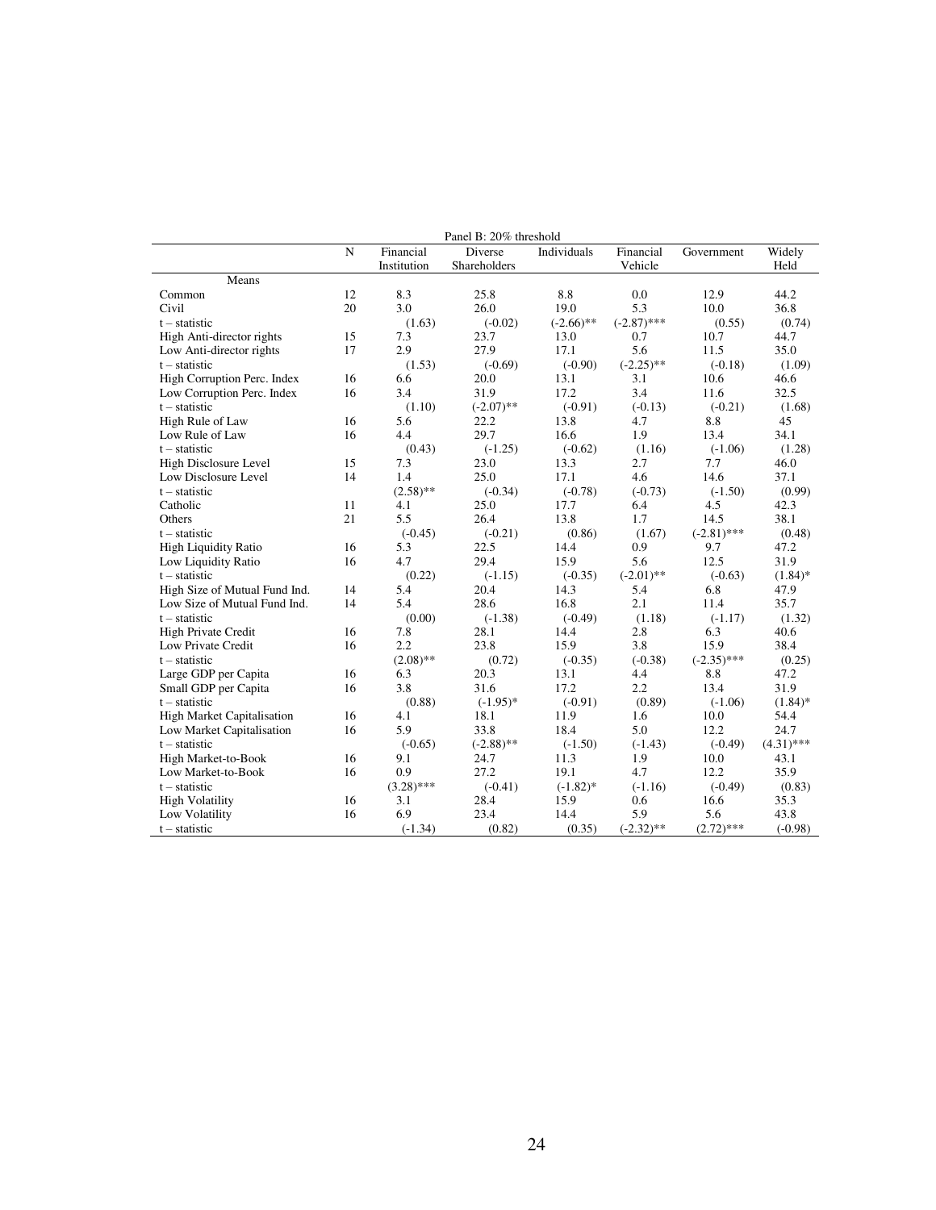Panel B: 20% threshold

| | N | Financial Institution | Diverse Shareholders | Individuals | Financial Vehicle | Government | Widely Held |
|---|---|---|---|---|---|---|---|
| Means | | | | | | | |
| Common | 12 | 8.3 | 25.8 | 8.8 | 0.0 | 12.9 | 44.2 |
| Civil | 20 | 3.0 | 26.0 | 19.0 | 5.3 | 10.0 | 36.8 |
| t – statistic | | (1.63) | (-0.02) | (-2.66)** | (-2.87)*** | (0.55) | (0.74) |
| High Anti-director rights | 15 | 7.3 | 23.7 | 13.0 | 0.7 | 10.7 | 44.7 |
| Low Anti-director rights | 17 | 2.9 | 27.9 | 17.1 | 5.6 | 11.5 | 35.0 |
| t – statistic | | (1.53) | (-0.69) | (-0.90) | (-2.25)** | (-0.18) | (1.09) |
| High Corruption Perc. Index | 16 | 6.6 | 20.0 | 13.1 | 3.1 | 10.6 | 46.6 |
| Low Corruption Perc. Index | 16 | 3.4 | 31.9 | 17.2 | 3.4 | 11.6 | 32.5 |
| t – statistic | | (1.10) | (-2.07)** | (-0.91) | (-0.13) | (-0.21) | (1.68) |
| High Rule of Law | 16 | 5.6 | 22.2 | 13.8 | 4.7 | 8.8 | 45 |
| Low Rule of Law | 16 | 4.4 | 29.7 | 16.6 | 1.9 | 13.4 | 34.1 |
| t – statistic | | (0.43) | (-1.25) | (-0.62) | (1.16) | (-1.06) | (1.28) |
| High Disclosure Level | 15 | 7.3 | 23.0 | 13.3 | 2.7 | 7.7 | 46.0 |
| Low Disclosure Level | 14 | 1.4 | 25.0 | 17.1 | 4.6 | 14.6 | 37.1 |
| t – statistic | | (2.58)** | (-0.34) | (-0.78) | (-0.73) | (-1.50) | (0.99) |
| Catholic | 11 | 4.1 | 25.0 | 17.7 | 6.4 | 4.5 | 42.3 |
| Others | 21 | 5.5 | 26.4 | 13.8 | 1.7 | 14.5 | 38.1 |
| t – statistic | | (-0.45) | (-0.21) | (0.86) | (1.67) | (-2.81)*** | (0.48) |
| High Liquidity Ratio | 16 | 5.3 | 22.5 | 14.4 | 0.9 | 9.7 | 47.2 |
| Low Liquidity Ratio | 16 | 4.7 | 29.4 | 15.9 | 5.6 | 12.5 | 31.9 |
| t – statistic | | (0.22) | (-1.15) | (-0.35) | (-2.01)** | (-0.63) | (1.84)* |
| High Size of Mutual Fund Ind. | 14 | 5.4 | 20.4 | 14.3 | 5.4 | 6.8 | 47.9 |
| Low Size of Mutual Fund Ind. | 14 | 5.4 | 28.6 | 16.8 | 2.1 | 11.4 | 35.7 |
| t – statistic | | (0.00) | (-1.38) | (-0.49) | (1.18) | (-1.17) | (1.32) |
| High Private Credit | 16 | 7.8 | 28.1 | 14.4 | 2.8 | 6.3 | 40.6 |
| Low Private Credit | 16 | 2.2 | 23.8 | 15.9 | 3.8 | 15.9 | 38.4 |
| t – statistic | | (2.08)** | (0.72) | (-0.35) | (-0.38) | (-2.35)*** | (0.25) |
| Large GDP per Capita | 16 | 6.3 | 20.3 | 13.1 | 4.4 | 8.8 | 47.2 |
| Small GDP per Capita | 16 | 3.8 | 31.6 | 17.2 | 2.2 | 13.4 | 31.9 |
| t – statistic | | (0.88) | (-1.95)* | (-0.91) | (0.89) | (-1.06) | (1.84)* |
| High Market Capitalisation | 16 | 4.1 | 18.1 | 11.9 | 1.6 | 10.0 | 54.4 |
| Low Market Capitalisation | 16 | 5.9 | 33.8 | 18.4 | 5.0 | 12.2 | 24.7 |
| t – statistic | | (-0.65) | (-2.88)** | (-1.50) | (-1.43) | (-0.49) | (4.31)*** |
| High Market-to-Book | 16 | 9.1 | 24.7 | 11.3 | 1.9 | 10.0 | 43.1 |
| Low Market-to-Book | 16 | 0.9 | 27.2 | 19.1 | 4.7 | 12.2 | 35.9 |
| t – statistic | | (3.28)*** | (-0.41) | (-1.82)* | (-1.16) | (-0.49) | (0.83) |
| High Volatility | 16 | 3.1 | 28.4 | 15.9 | 0.6 | 16.6 | 35.3 |
| Low Volatility | 16 | 6.9 | 23.4 | 14.4 | 5.9 | 5.6 | 43.8 |
| t – statistic | | (-1.34) | (0.82) | (0.35) | (-2.32)** | (2.72)*** | (-0.98) |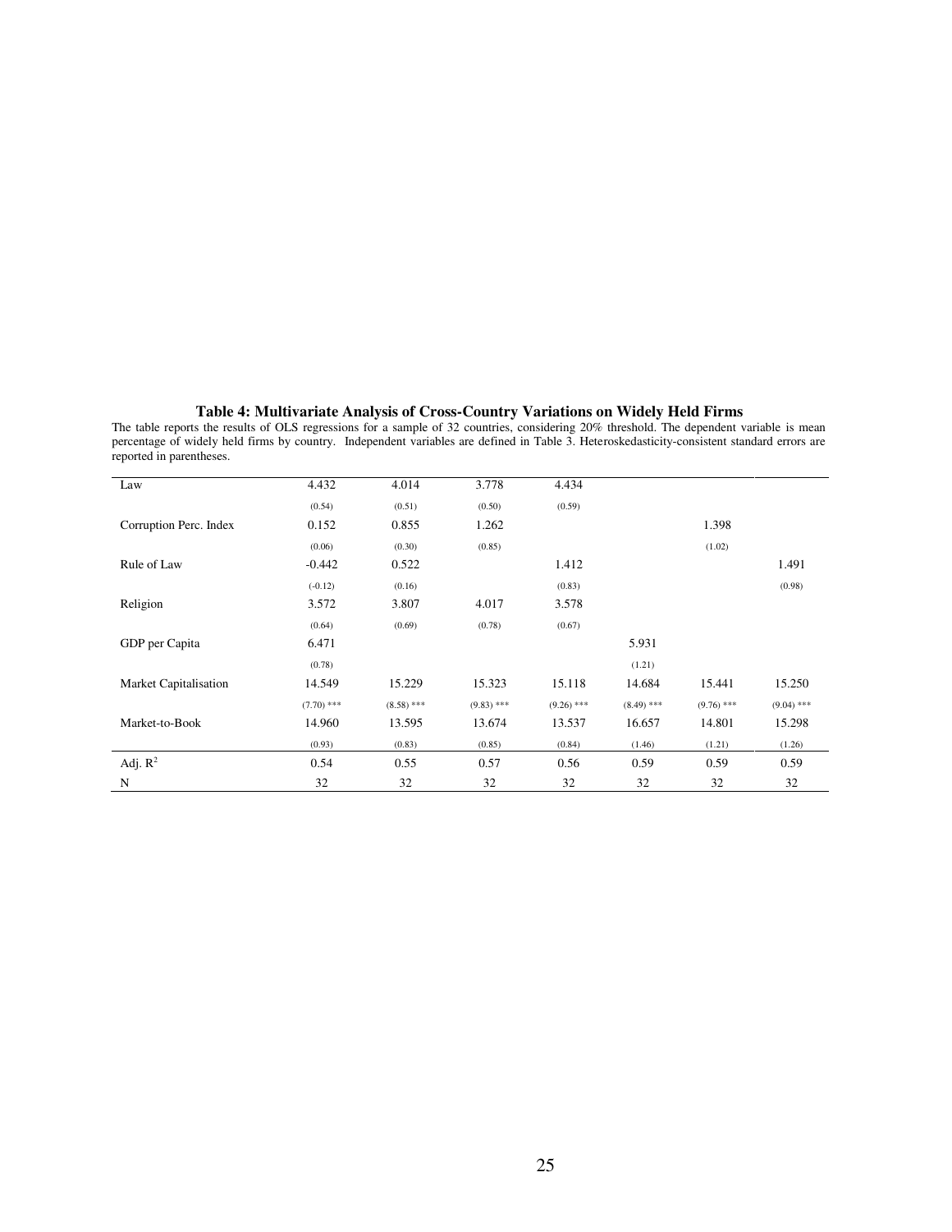**Table 4: Multivariate Analysis of Cross-Country Variations on Widely Held Firms**

The table reports the results of OLS regressions for a sample of 32 countries, considering 20% threshold. The dependent variable is mean percentage of widely held firms by country. Independent variables are defined in Table 3. Heteroskedasticity-consistent standard errors are reported in parentheses.

| | | | | | | | |
|---|---|---|---|---|---|---|---|
| Law | 4.432 | 4.014 | 3.778 | 4.434 | | | |
| | (0.54) | (0.51) | (0.50) | (0.59) | | | |
| Corruption Perc. Index | 0.152 | 0.855 | 1.262 | | | 1.398 | |
| | (0.06) | (0.30) | (0.85) | | | (1.02) | |
| Rule of Law | -0.442 | 0.522 | | 1.412 | | | 1.491 |
| | (-0.12) | (0.16) | | (0.83) | | | (0.98) |
| Religion | 3.572 | 3.807 | 4.017 | 3.578 | | | |
| | (0.64) | (0.69) | (0.78) | (0.67) | | | |
| GDP per Capita | 6.471 | | | | 5.931 | | |
| | (0.78) | | | | (1.21) | | |
| Market Capitalisation | 14.549 | 15.229 | 15.323 | 15.118 | 14.684 | 15.441 | 15.250 |
| | (7.70) *** | (8.58) *** | (9.83) *** | (9.26) *** | (8.49) *** | (9.76) *** | (9.04) *** |
| Market-to-Book | 14.960 | 13.595 | 13.674 | 13.537 | 16.657 | 14.801 | 15.298 |
| | (0.93) | (0.83) | (0.85) | (0.84) | (1.46) | (1.21) | (1.26) |
| Adj. $R^2$ | 0.54 | 0.55 | 0.57 | 0.56 | 0.59 | 0.59 | 0.59 |
| N | 32 | 32 | 32 | 32 | 32 | 32 | 32 |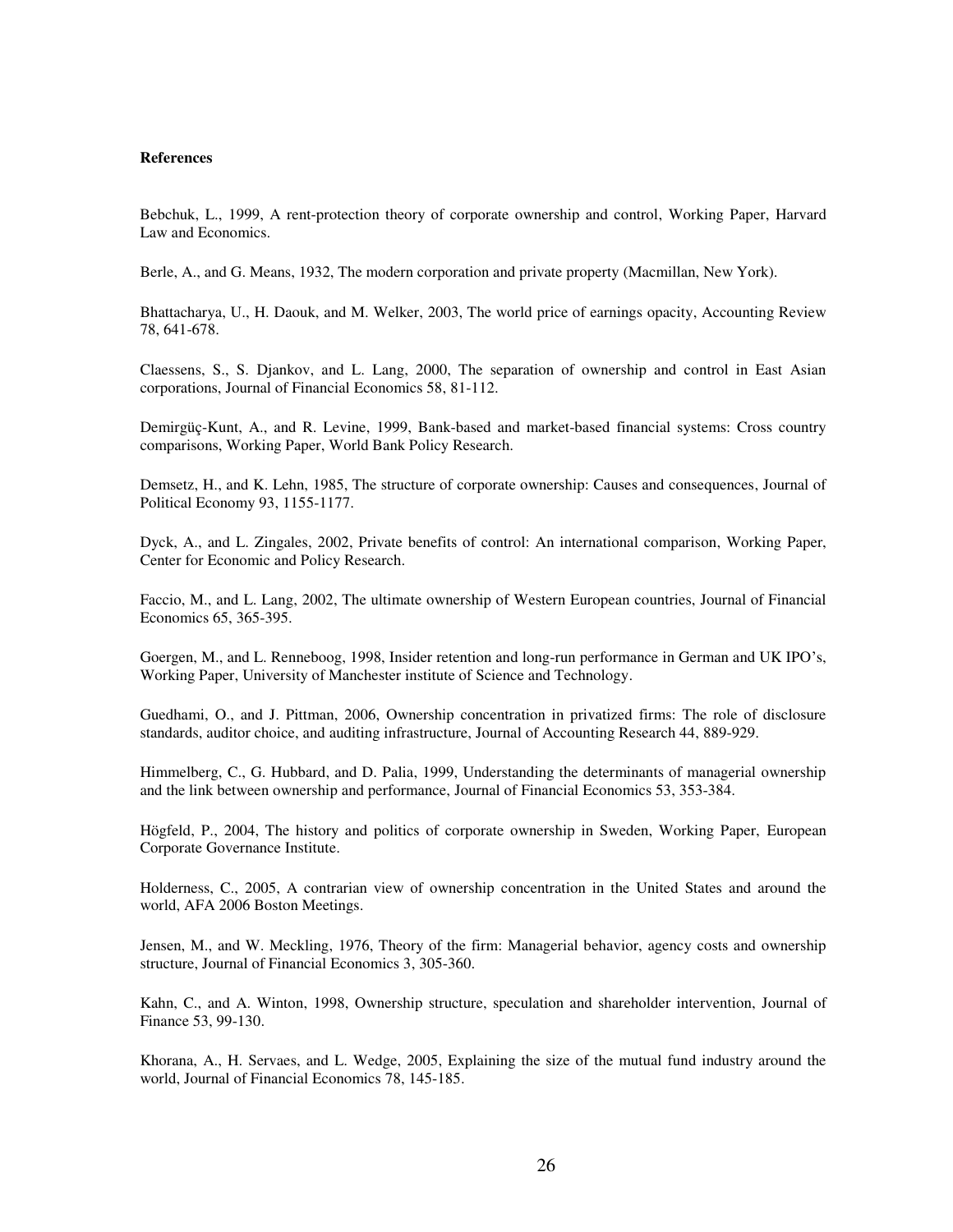**References**

Bebchuk, L., 1999, A rent-protection theory of corporate ownership and control, Working Paper, Harvard Law and Economics.

Berle, A., and G. Means, 1932, The modern corporation and private property (Macmillan, New York).

Bhattacharya, U., H. Daouk, and M. Welker, 2003, The world price of earnings opacity, Accounting Review 78, 641-678.

Claessens, S., S. Djankov, and L. Lang, 2000, The separation of ownership and control in East Asian corporations, Journal of Financial Economics 58, 81-112.

Demirgüç-Kunt, A., and R. Levine, 1999, Bank-based and market-based financial systems: Cross country comparisons, Working Paper, World Bank Policy Research.

Demsetz, H., and K. Lehn, 1985, The structure of corporate ownership: Causes and consequences, Journal of Political Economy 93, 1155-1177.

Dyck, A., and L. Zingales, 2002, Private benefits of control: An international comparison, Working Paper, Center for Economic and Policy Research.

Faccio, M., and L. Lang, 2002, The ultimate ownership of Western European countries, Journal of Financial Economics 65, 365-395.

Goergen, M., and L. Renneboog, 1998, Insider retention and long-run performance in German and UK IPO's, Working Paper, University of Manchester institute of Science and Technology.

Guedhami, O., and J. Pittman, 2006, Ownership concentration in privatized firms: The role of disclosure standards, auditor choice, and auditing infrastructure, Journal of Accounting Research 44, 889-929.

Himmelberg, C., G. Hubbard, and D. Palia, 1999, Understanding the determinants of managerial ownership and the link between ownership and performance, Journal of Financial Economics 53, 353-384.

Högfeld, P., 2004, The history and politics of corporate ownership in Sweden, Working Paper, European Corporate Governance Institute.

Holderness, C., 2005, A contrarian view of ownership concentration in the United States and around the world, AFA 2006 Boston Meetings.

Jensen, M., and W. Meckling, 1976, Theory of the firm: Managerial behavior, agency costs and ownership structure, Journal of Financial Economics 3, 305-360.

Kahn, C., and A. Winton, 1998, Ownership structure, speculation and shareholder intervention, Journal of Finance 53, 99-130.

Khorana, A., H. Servaes, and L. Wedge, 2005, Explaining the size of the mutual fund industry around the world, Journal of Financial Economics 78, 145-185.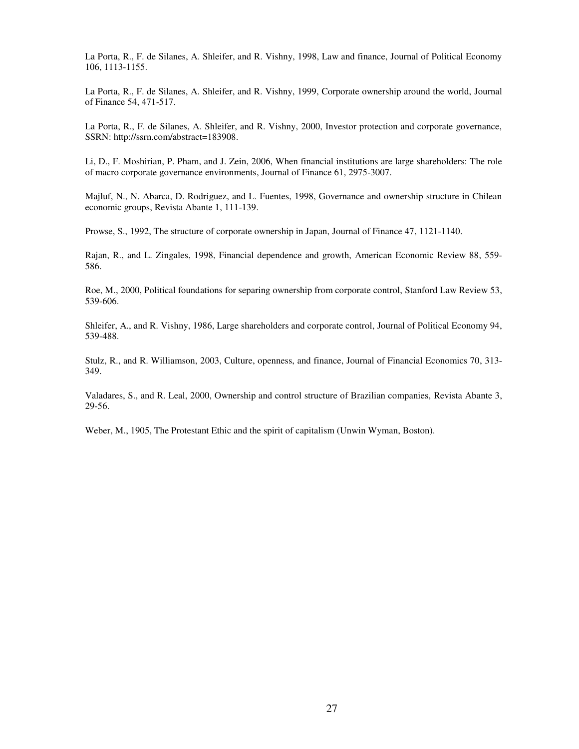La Porta, R., F. de Silanes, A. Shleifer, and R. Vishny, 1998, Law and finance, Journal of Political Economy 106, 1113-1155.

La Porta, R., F. de Silanes, A. Shleifer, and R. Vishny, 1999, Corporate ownership around the world, Journal of Finance 54, 471-517.

La Porta, R., F. de Silanes, A. Shleifer, and R. Vishny, 2000, Investor protection and corporate governance, SSRN: http://ssrn.com/abstract=183908.

Li, D., F. Moshirian, P. Pham, and J. Zein, 2006, When financial institutions are large shareholders: The role of macro corporate governance environments, Journal of Finance 61, 2975-3007.

Majluf, N., N. Abarca, D. Rodriguez, and L. Fuentes, 1998, Governance and ownership structure in Chilean economic groups, Revista Abante 1, 111-139.

Prowse, S., 1992, The structure of corporate ownership in Japan, Journal of Finance 47, 1121-1140.

Rajan, R., and L. Zingales, 1998, Financial dependence and growth, American Economic Review 88, 559-586.

Roe, M., 2000, Political foundations for separating ownership from corporate control, Stanford Law Review 53, 539-606.

Shleifer, A., and R. Vishny, 1986, Large shareholders and corporate control, Journal of Political Economy 94, 539-488.

Stulz, R., and R. Williamson, 2003, Culture, openness, and finance, Journal of Financial Economics 70, 313-349.

Valadares, S., and R. Leal, 2000, Ownership and control structure of Brazilian companies, Revista Abante 3, 29-56.

Weber, M., 1905, The Protestant Ethic and the spirit of capitalism (Unwin Wyman, Boston).